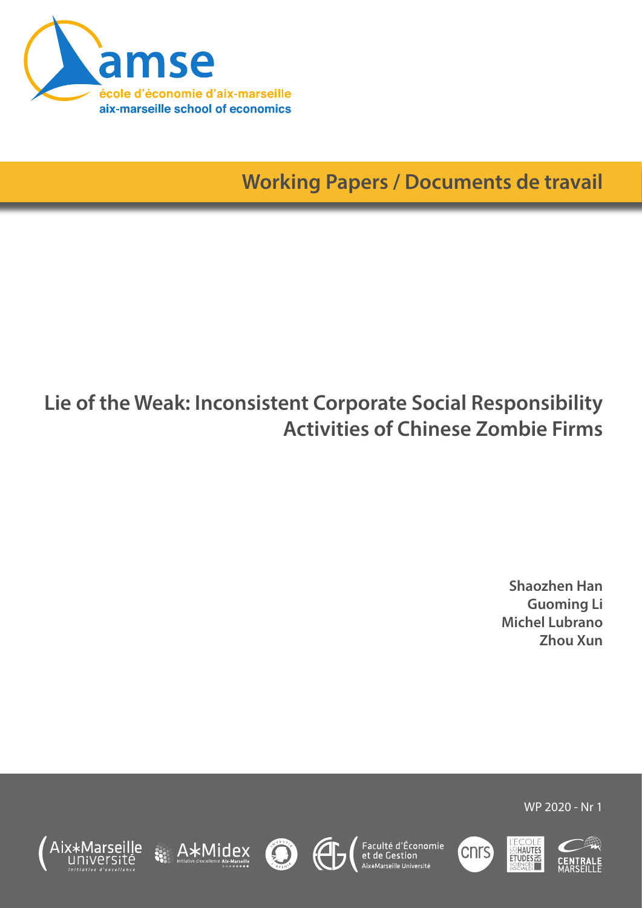amse

école d'économie d'aix-marseille

aix-marseille school of economics

Working Papers / Documents de travail

# Lie of the Weak: Inconsistent Corporate Social Responsibility Activities of Chinese Zombie Firms

**Shaozhen Han**
**Guoming Li**
**Michel Lubrano**
**Zhou Xun**

WP 2020 - Nr 1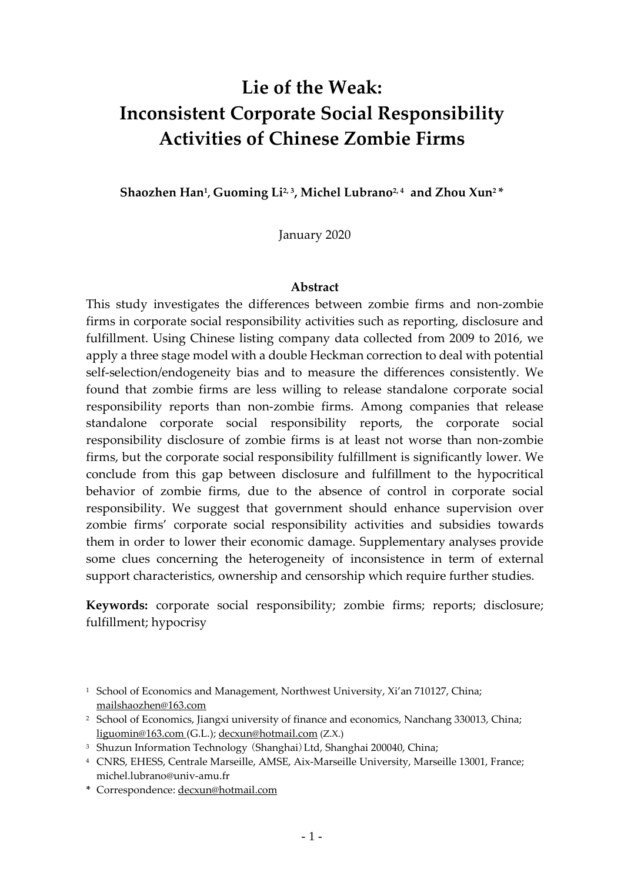# Lie of the Weak: Inconsistent Corporate Social Responsibility Activities of Chinese Zombie Firms

**Shaozhen Han[1], Guoming Li[2, 3], Michel Lubrano[2, 4] and Zhou Xun[2 *]**

January 2020

**Abstract**

This study investigates the differences between zombie firms and non-zombie firms in corporate social responsibility activities such as reporting, disclosure and fulfillment. Using Chinese listing company data collected from 2009 to 2016, we apply a three stage model with a double Heckman correction to deal with potential self-selection/endogeneity bias and to measure the differences consistently. We found that zombie firms are less willing to release standalone corporate social responsibility reports than non-zombie firms. Among companies that release standalone corporate social responsibility reports, the corporate social responsibility disclosure of zombie firms is at least not worse than non-zombie firms, but the corporate social responsibility fulfillment is significantly lower. We conclude from this gap between disclosure and fulfillment to the hypocritical behavior of zombie firms, due to the absence of control in corporate social responsibility. We suggest that government should enhance supervision over zombie firms' corporate social responsibility activities and subsidies towards them in order to lower their economic damage. Supplementary analyses provide some clues concerning the heterogeneity of inconsistence in term of external support characteristics, ownership and censorship which require further studies.

**Keywords:** corporate social responsibility; zombie firms; reports; disclosure; fulfillment; hypocrisy

[1] School of Economics and Management, Northwest University, Xi'an 710127, China; mailshaozhen@163.com

[2] School of Economics, Jiangxi university of finance and economics, Nanchang 330013, China; liguomin@163.com (G.L.); decxun@hotmail.com (Z.X.)

[3] Shuzun Information Technology（Shanghai）Ltd, Shanghai 200040, China;

[4] CNRS, EHESS, Centrale Marseille, AMSE, Aix-Marseille University, Marseille 13001, France; michel.lubrano@univ-amu.fr

**\*** Correspondence: decxun@hotmail.com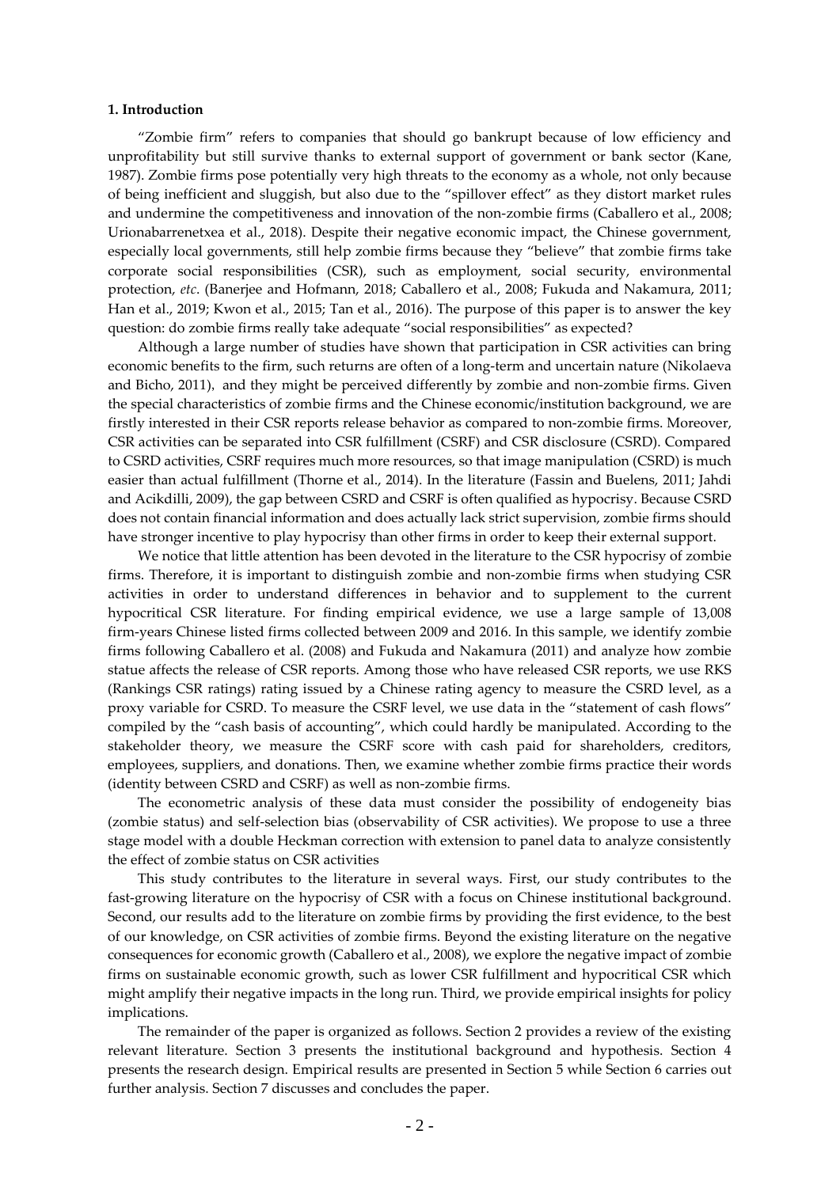**1. Introduction**

"Zombie firm" refers to companies that should go bankrupt because of low efficiency and unprofitability but still survive thanks to external support of government or bank sector (Kane, 1987). Zombie firms pose potentially very high threats to the economy as a whole, not only because of being inefficient and sluggish, but also due to the "spillover effect" as they distort market rules and undermine the competitiveness and innovation of the non-zombie firms (Caballero et al., 2008; Urionabarrenetxea et al., 2018). Despite their negative economic impact, the Chinese government, especially local governments, still help zombie firms because they "believe" that zombie firms take corporate social responsibilities (CSR), such as employment, social security, environmental protection, *etc*. (Banerjee and Hofmann, 2018; Caballero et al., 2008; Fukuda and Nakamura, 2011; Han et al., 2019; Kwon et al., 2015; Tan et al., 2016). The purpose of this paper is to answer the key question: do zombie firms really take adequate "social responsibilities" as expected?

Although a large number of studies have shown that participation in CSR activities can bring economic benefits to the firm, such returns are often of a long-term and uncertain nature (Nikolaeva and Bicho, 2011), and they might be perceived differently by zombie and non-zombie firms. Given the special characteristics of zombie firms and the Chinese economic/institution background, we are firstly interested in their CSR reports release behavior as compared to non-zombie firms. Moreover, CSR activities can be separated into CSR fulfillment (CSRF) and CSR disclosure (CSRD). Compared to CSRD activities, CSRF requires much more resources, so that image manipulation (CSRD) is much easier than actual fulfillment (Thorne et al., 2014). In the literature (Fassin and Buelens, 2011; Jahdi and Acikdilli, 2009), the gap between CSRD and CSRF is often qualified as hypocrisy. Because CSRD does not contain financial information and does actually lack strict supervision, zombie firms should have stronger incentive to play hypocrisy than other firms in order to keep their external support.

We notice that little attention has been devoted in the literature to the CSR hypocrisy of zombie firms. Therefore, it is important to distinguish zombie and non-zombie firms when studying CSR activities in order to understand differences in behavior and to supplement to the current hypocritical CSR literature. For finding empirical evidence, we use a large sample of 13,008 firm-years Chinese listed firms collected between 2009 and 2016. In this sample, we identify zombie firms following Caballero et al. (2008) and Fukuda and Nakamura (2011) and analyze how zombie statue affects the release of CSR reports. Among those who have released CSR reports, we use RKS (Rankings CSR ratings) rating issued by a Chinese rating agency to measure the CSRD level, as a proxy variable for CSRD. To measure the CSRF level, we use data in the "statement of cash flows" compiled by the "cash basis of accounting", which could hardly be manipulated. According to the stakeholder theory, we measure the CSRF score with cash paid for shareholders, creditors, employees, suppliers, and donations. Then, we examine whether zombie firms practice their words (identity between CSRD and CSRF) as well as non-zombie firms.

The econometric analysis of these data must consider the possibility of endogeneity bias (zombie status) and self-selection bias (observability of CSR activities). We propose to use a three stage model with a double Heckman correction with extension to panel data to analyze consistently the effect of zombie status on CSR activities

This study contributes to the literature in several ways. First, our study contributes to the fast-growing literature on the hypocrisy of CSR with a focus on Chinese institutional background. Second, our results add to the literature on zombie firms by providing the first evidence, to the best of our knowledge, on CSR activities of zombie firms. Beyond the existing literature on the negative consequences for economic growth (Caballero et al., 2008), we explore the negative impact of zombie firms on sustainable economic growth, such as lower CSR fulfillment and hypocritical CSR which might amplify their negative impacts in the long run. Third, we provide empirical insights for policy implications.

The remainder of the paper is organized as follows. Section 2 provides a review of the existing relevant literature. Section 3 presents the institutional background and hypothesis. Section 4 presents the research design. Empirical results are presented in Section 5 while Section 6 carries out further analysis. Section 7 discusses and concludes the paper.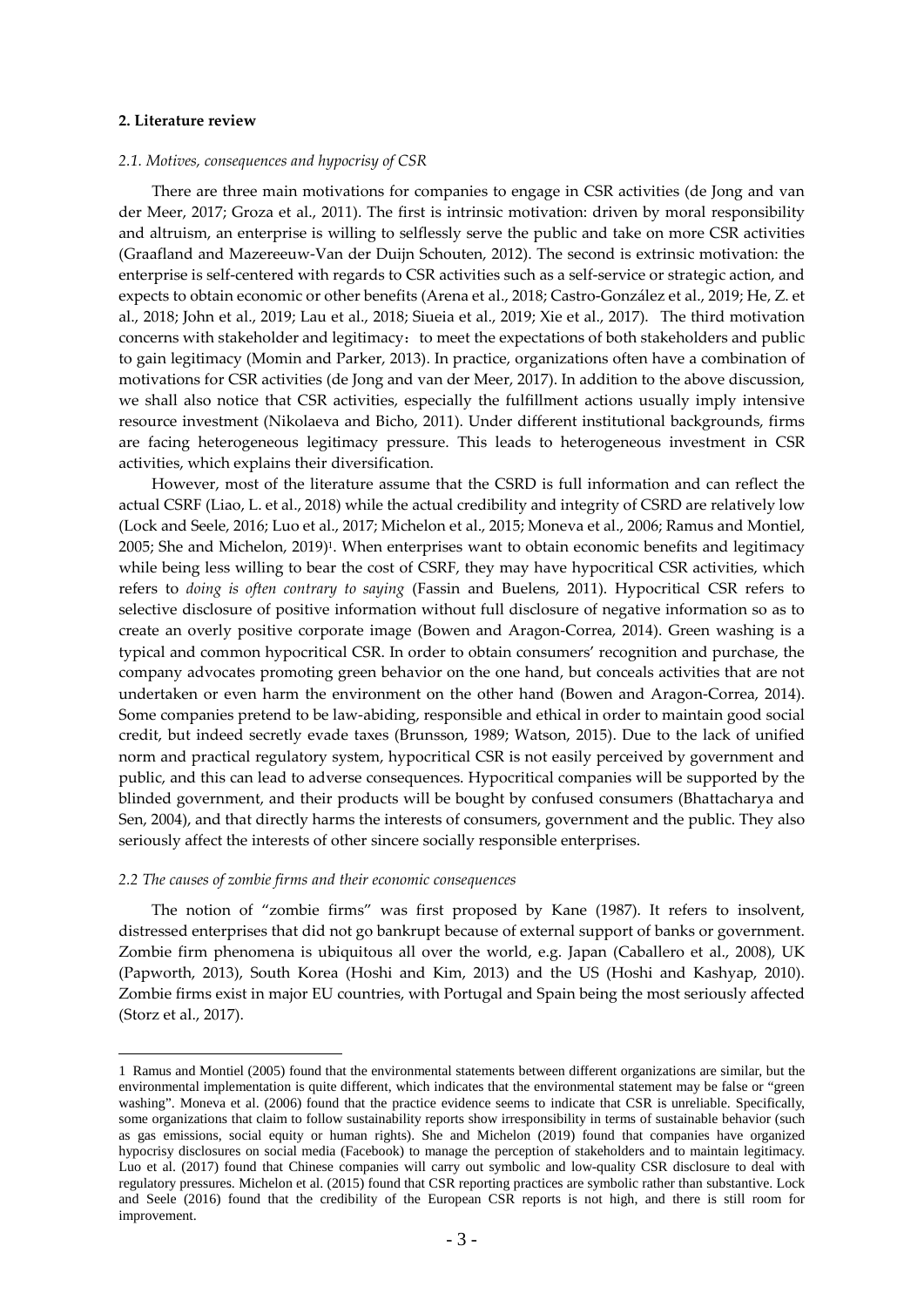## 2. Literature review

### *2.1. Motives, consequences and hypocrisy of CSR*

There are three main motivations for companies to engage in CSR activities (de Jong and van der Meer, 2017; Groza et al., 2011). The first is intrinsic motivation: driven by moral responsibility and altruism, an enterprise is willing to selflessly serve the public and take on more CSR activities (Graafland and Mazereeuw-Van der Duijn Schouten, 2012). The second is extrinsic motivation: the enterprise is self-centered with regards to CSR activities such as a self-service or strategic action, and expects to obtain economic or other benefits (Arena et al., 2018; Castro-González et al., 2019; He, Z. et al., 2018; John et al., 2019; Lau et al., 2018; Siueia et al., 2019; Xie et al., 2017). The third motivation concerns with stakeholder and legitimacy：to meet the expectations of both stakeholders and public to gain legitimacy (Momin and Parker, 2013). In practice, organizations often have a combination of motivations for CSR activities (de Jong and van der Meer, 2017). In addition to the above discussion, we shall also notice that CSR activities, especially the fulfillment actions usually imply intensive resource investment (Nikolaeva and Bicho, 2011). Under different institutional backgrounds, firms are facing heterogeneous legitimacy pressure. This leads to heterogeneous investment in CSR activities, which explains their diversification.

However, most of the literature assume that the CSRD is full information and can reflect the actual CSRF (Liao, L. et al., 2018) while the actual credibility and integrity of CSRD are relatively low (Lock and Seele, 2016; Luo et al., 2017; Michelon et al., 2015; Moneva et al., 2006; Ramus and Montiel, 2005; She and Michelon, 2019)[1]. When enterprises want to obtain economic benefits and legitimacy while being less willing to bear the cost of CSRF, they may have hypocritical CSR activities, which refers to *doing is often contrary to saying* (Fassin and Buelens, 2011). Hypocritical CSR refers to selective disclosure of positive information without full disclosure of negative information so as to create an overly positive corporate image (Bowen and Aragon-Correa, 2014). Green washing is a typical and common hypocritical CSR. In order to obtain consumers' recognition and purchase, the company advocates promoting green behavior on the one hand, but conceals activities that are not undertaken or even harm the environment on the other hand (Bowen and Aragon-Correa, 2014). Some companies pretend to be law-abiding, responsible and ethical in order to maintain good social credit, but indeed secretly evade taxes (Brunsson, 1989; Watson, 2015). Due to the lack of unified norm and practical regulatory system, hypocritical CSR is not easily perceived by government and public, and this can lead to adverse consequences. Hypocritical companies will be supported by the blinded government, and their products will be bought by confused consumers (Bhattacharya and Sen, 2004), and that directly harms the interests of consumers, government and the public. They also seriously affect the interests of other sincere socially responsible enterprises.

### *2.2 The causes of zombie firms and their economic consequences*

The notion of "zombie firms" was first proposed by Kane (1987). It refers to insolvent, distressed enterprises that did not go bankrupt because of external support of banks or government. Zombie firm phenomena is ubiquitous all over the world, e.g. Japan (Caballero et al., 2008), UK (Papworth, 2013), South Korea (Hoshi and Kim, 2013) and the US (Hoshi and Kashyap, 2010). Zombie firms exist in major EU countries, with Portugal and Spain being the most seriously affected (Storz et al., 2017).

---

[1] Ramus and Montiel (2005) found that the environmental statements between different organizations are similar, but the environmental implementation is quite different, which indicates that the environmental statement may be false or "green washing". Moneva et al. (2006) found that the practice evidence seems to indicate that CSR is unreliable. Specifically, some organizations that claim to follow sustainability reports show irresponsibility in terms of sustainable behavior (such as gas emissions, social equity or human rights). She and Michelon (2019) found that companies have organized hypocrisy disclosures on social media (Facebook) to manage the perception of stakeholders and to maintain legitimacy. Luo et al. (2017) found that Chinese companies will carry out symbolic and low-quality CSR disclosure to deal with regulatory pressures. Michelon et al. (2015) found that CSR reporting practices are symbolic rather than substantive. Lock and Seele (2016) found that the credibility of the European CSR reports is not high, and there is still room for improvement.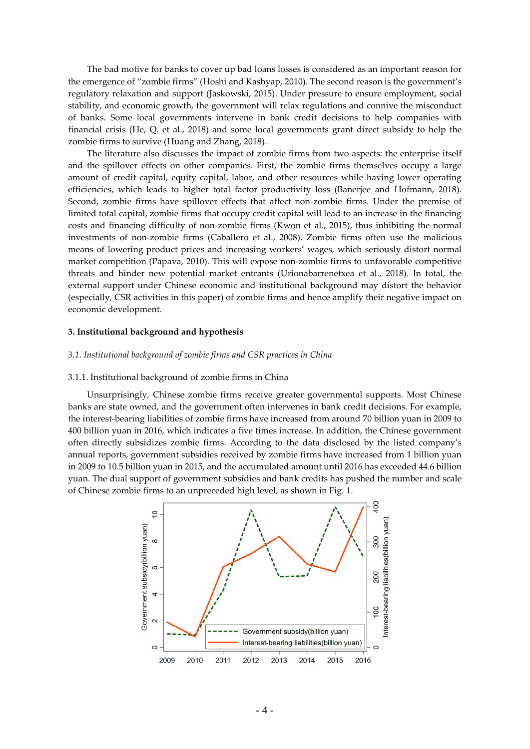The bad motive for banks to cover up bad loans losses is considered as an important reason for the emergence of "zombie firms" (Hoshi and Kashyap, 2010). The second reason is the government's regulatory relaxation and support (Jaskowski, 2015). Under pressure to ensure employment, social stability, and economic growth, the government will relax regulations and connive the misconduct of banks. Some local governments intervene in bank credit decisions to help companies with financial crisis (He, Q. et al., 2018) and some local governments grant direct subsidy to help the zombie firms to survive (Huang and Zhang, 2018).

The literature also discusses the impact of zombie firms from two aspects: the enterprise itself and the spillover effects on other companies. First, the zombie firms themselves occupy a large amount of credit capital, equity capital, labor, and other resources while having lower operating efficiencies, which leads to higher total factor productivity loss (Banerjee and Hofmann, 2018). Second, zombie firms have spillover effects that affect non-zombie firms. Under the premise of limited total capital, zombie firms that occupy credit capital will lead to an increase in the financing costs and financing difficulty of non-zombie firms (Kwon et al., 2015), thus inhibiting the normal investments of non-zombie firms (Caballero et al., 2008). Zombie firms often use the malicious means of lowering product prices and increasing workers' wages, which seriously distort normal market competition (Papava, 2010). This will expose non-zombie firms to unfavorable competitive threats and hinder new potential market entrants (Urionabarrenetxea et al., 2018). In total, the external support under Chinese economic and institutional background may distort the behavior (especially, CSR activities in this paper) of zombie firms and hence amplify their negative impact on economic development.

## 3. Institutional background and hypothesis

### *3.1. Institutional background of zombie firms and CSR practices in China*

#### 3.1.1. Institutional background of zombie firms in China

Unsurprisingly, Chinese zombie firms receive greater governmental supports. Most Chinese banks are state owned, and the government often intervenes in bank credit decisions. For example, the interest-bearing liabilities of zombie firms have increased from around 70 billion yuan in 2009 to 400 billion yuan in 2016, which indicates a five times increase. In addition, the Chinese government often directly subsidizes zombie firms. According to the data disclosed by the listed company's annual reports, government subsidies received by zombie firms have increased from 1 billion yuan in 2009 to 10.5 billion yuan in 2015, and the accumulated amount until 2016 has exceeded 44.6 billion yuan. The dual support of government subsidies and bank credits has pushed the number and scale of Chinese zombie firms to an unprecedented high level, as shown in Fig. 1.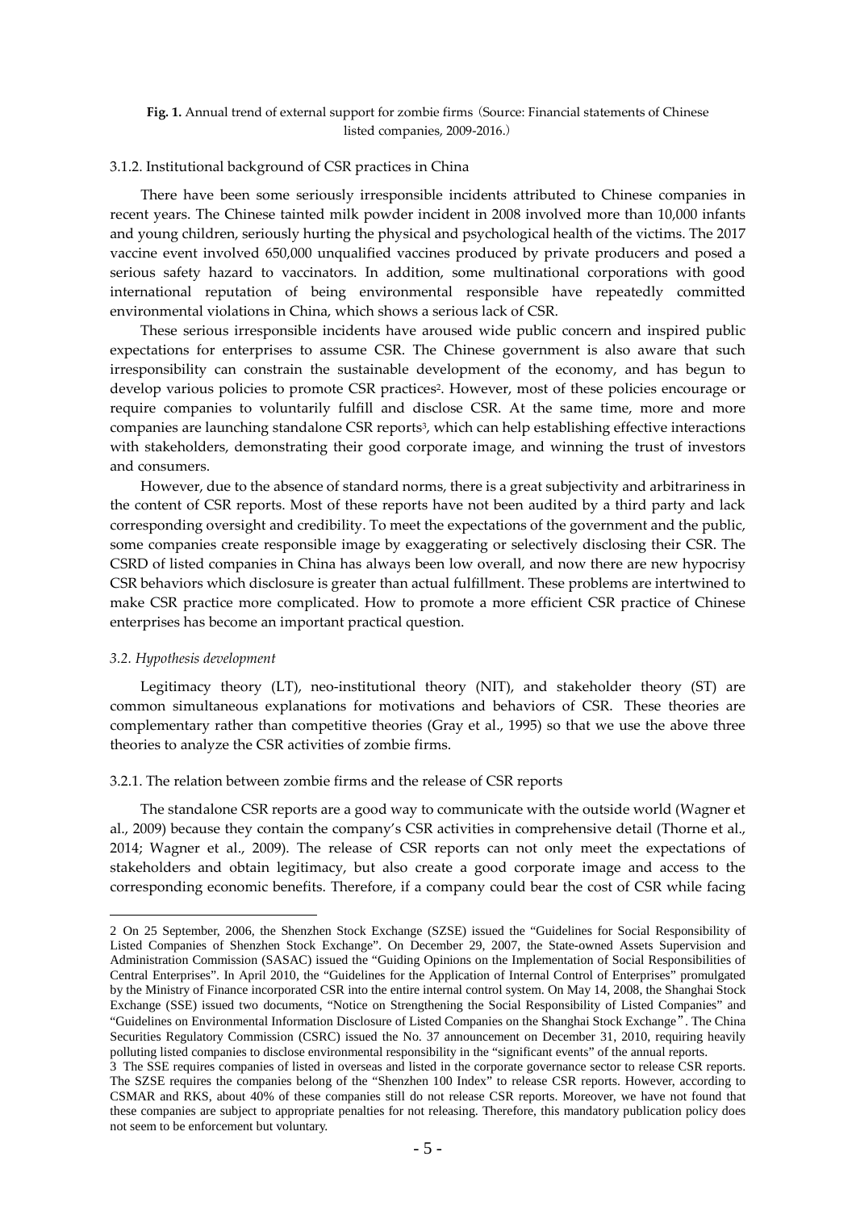**Fig. 1.** Annual trend of external support for zombie firms（Source: Financial statements of Chinese listed companies, 2009-2016.）

#### 3.1.2. Institutional background of CSR practices in China

There have been some seriously irresponsible incidents attributed to Chinese companies in recent years. The Chinese tainted milk powder incident in 2008 involved more than 10,000 infants and young children, seriously hurting the physical and psychological health of the victims. The 2017 vaccine event involved 650,000 unqualified vaccines produced by private producers and posed a serious safety hazard to vaccinators. In addition, some multinational corporations with good international reputation of being environmental responsible have repeatedly committed environmental violations in China, which shows a serious lack of CSR.

These serious irresponsible incidents have aroused wide public concern and inspired public expectations for enterprises to assume CSR. The Chinese government is also aware that such irresponsibility can constrain the sustainable development of the economy, and has begun to develop various policies to promote CSR practices[2]. However, most of these policies encourage or require companies to voluntarily fulfill and disclose CSR. At the same time, more and more companies are launching standalone CSR reports[3], which can help establishing effective interactions with stakeholders, demonstrating their good corporate image, and winning the trust of investors and consumers.

However, due to the absence of standard norms, there is a great subjectivity and arbitrariness in the content of CSR reports. Most of these reports have not been audited by a third party and lack corresponding oversight and credibility. To meet the expectations of the government and the public, some companies create responsible image by exaggerating or selectively disclosing their CSR. The CSRD of listed companies in China has always been low overall, and now there are new hypocrisy CSR behaviors which disclosure is greater than actual fulfillment. These problems are intertwined to make CSR practice more complicated. How to promote a more efficient CSR practice of Chinese enterprises has become an important practical question.

### *3.2. Hypothesis development*

Legitimacy theory (LT), neo-institutional theory (NIT), and stakeholder theory (ST) are common simultaneous explanations for motivations and behaviors of CSR. These theories are complementary rather than competitive theories (Gray et al., 1995) so that we use the above three theories to analyze the CSR activities of zombie firms.

#### 3.2.1. The relation between zombie firms and the release of CSR reports

The standalone CSR reports are a good way to communicate with the outside world (Wagner et al., 2009) because they contain the company's CSR activities in comprehensive detail (Thorne et al., 2014; Wagner et al., 2009). The release of CSR reports can not only meet the expectations of stakeholders and obtain legitimacy, but also create a good corporate image and access to the corresponding economic benefits. Therefore, if a company could bear the cost of CSR while facing

---

2 On 25 September, 2006, the Shenzhen Stock Exchange (SZSE) issued the "Guidelines for Social Responsibility of Listed Companies of Shenzhen Stock Exchange". On December 29, 2007, the State-owned Assets Supervision and Administration Commission (SASAC) issued the "Guiding Opinions on the Implementation of Social Responsibilities of Central Enterprises". In April 2010, the "Guidelines for the Application of Internal Control of Enterprises" promulgated by the Ministry of Finance incorporated CSR into the entire internal control system. On May 14, 2008, the Shanghai Stock Exchange (SSE) issued two documents, "Notice on Strengthening the Social Responsibility of Listed Companies" and "Guidelines on Environmental Information Disclosure of Listed Companies on the Shanghai Stock Exchange". The China Securities Regulatory Commission (CSRC) issued the No. 37 announcement on December 31, 2010, requiring heavily polluting listed companies to disclose environmental responsibility in the "significant events" of the annual reports.

3 The SSE requires companies of listed in overseas and listed in the corporate governance sector to release CSR reports. The SZSE requires the companies belong of the "Shenzhen 100 Index" to release CSR reports. However, according to CSMAR and RKS, about 40% of these companies still do not release CSR reports. Moreover, we have not found that these companies are subject to appropriate penalties for not releasing. Therefore, this mandatory publication policy does not seem to be enforcement but voluntary.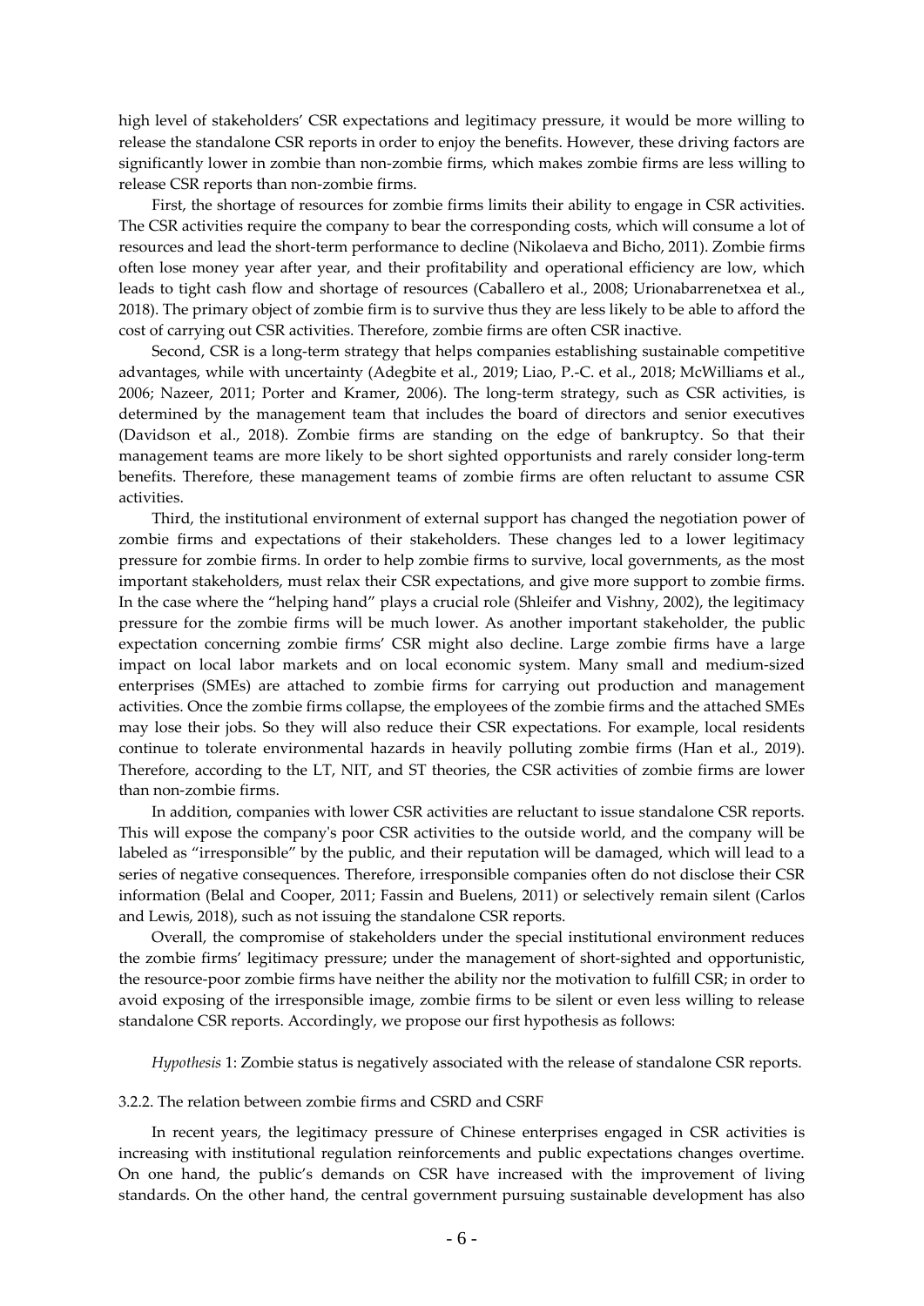high level of stakeholders' CSR expectations and legitimacy pressure, it would be more willing to release the standalone CSR reports in order to enjoy the benefits. However, these driving factors are significantly lower in zombie than non-zombie firms, which makes zombie firms are less willing to release CSR reports than non-zombie firms.

First, the shortage of resources for zombie firms limits their ability to engage in CSR activities. The CSR activities require the company to bear the corresponding costs, which will consume a lot of resources and lead the short-term performance to decline (Nikolaeva and Bicho, 2011). Zombie firms often lose money year after year, and their profitability and operational efficiency are low, which leads to tight cash flow and shortage of resources (Caballero et al., 2008; Urionabarrenetxea et al., 2018). The primary object of zombie firm is to survive thus they are less likely to be able to afford the cost of carrying out CSR activities. Therefore, zombie firms are often CSR inactive.

Second, CSR is a long-term strategy that helps companies establishing sustainable competitive advantages, while with uncertainty (Adegbite et al., 2019; Liao, P.-C. et al., 2018; McWilliams et al., 2006; Nazeer, 2011; Porter and Kramer, 2006). The long-term strategy, such as CSR activities, is determined by the management team that includes the board of directors and senior executives (Davidson et al., 2018). Zombie firms are standing on the edge of bankruptcy. So that their management teams are more likely to be short sighted opportunists and rarely consider long-term benefits. Therefore, these management teams of zombie firms are often reluctant to assume CSR activities.

Third, the institutional environment of external support has changed the negotiation power of zombie firms and expectations of their stakeholders. These changes led to a lower legitimacy pressure for zombie firms. In order to help zombie firms to survive, local governments, as the most important stakeholders, must relax their CSR expectations, and give more support to zombie firms. In the case where the "helping hand" plays a crucial role (Shleifer and Vishny, 2002), the legitimacy pressure for the zombie firms will be much lower. As another important stakeholder, the public expectation concerning zombie firms' CSR might also decline. Large zombie firms have a large impact on local labor markets and on local economic system. Many small and medium-sized enterprises (SMEs) are attached to zombie firms for carrying out production and management activities. Once the zombie firms collapse, the employees of the zombie firms and the attached SMEs may lose their jobs. So they will also reduce their CSR expectations. For example, local residents continue to tolerate environmental hazards in heavily polluting zombie firms (Han et al., 2019). Therefore, according to the LT, NIT, and ST theories, the CSR activities of zombie firms are lower than non-zombie firms.

In addition, companies with lower CSR activities are reluctant to issue standalone CSR reports. This will expose the company's poor CSR activities to the outside world, and the company will be labeled as "irresponsible" by the public, and their reputation will be damaged, which will lead to a series of negative consequences. Therefore, irresponsible companies often do not disclose their CSR information (Belal and Cooper, 2011; Fassin and Buelens, 2011) or selectively remain silent (Carlos and Lewis, 2018), such as not issuing the standalone CSR reports.

Overall, the compromise of stakeholders under the special institutional environment reduces the zombie firms' legitimacy pressure; under the management of short-sighted and opportunistic, the resource-poor zombie firms have neither the ability nor the motivation to fulfill CSR; in order to avoid exposing of the irresponsible image, zombie firms to be silent or even less willing to release standalone CSR reports. Accordingly, we propose our first hypothesis as follows:

*Hypothesis* 1: Zombie status is negatively associated with the release of standalone CSR reports.

### 3.2.2. The relation between zombie firms and CSRD and CSRF

In recent years, the legitimacy pressure of Chinese enterprises engaged in CSR activities is increasing with institutional regulation reinforcements and public expectations changes overtime. On one hand, the public's demands on CSR have increased with the improvement of living standards. On the other hand, the central government pursuing sustainable development has also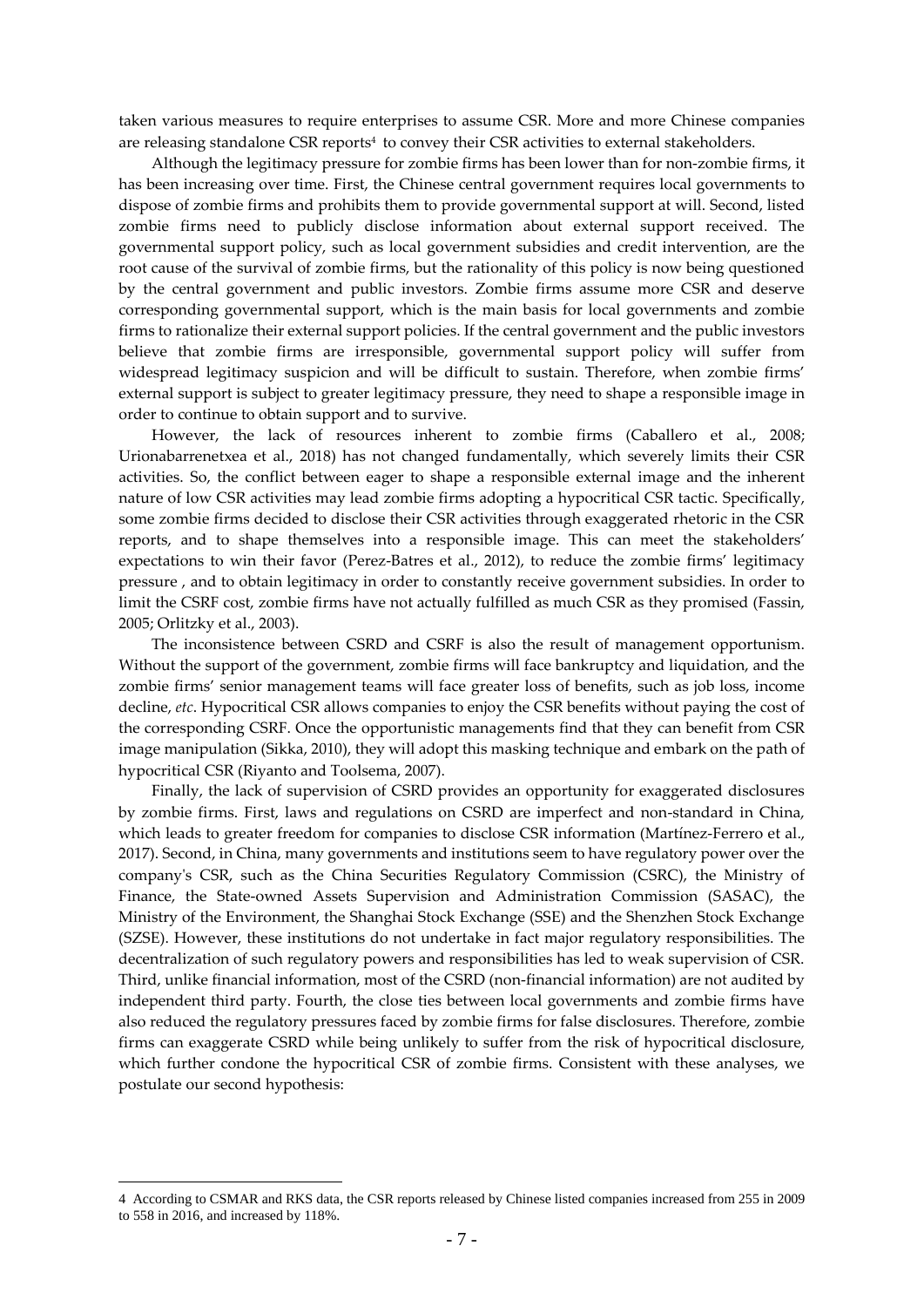taken various measures to require enterprises to assume CSR. More and more Chinese companies are releasing standalone CSR reports[4] to convey their CSR activities to external stakeholders.

Although the legitimacy pressure for zombie firms has been lower than for non-zombie firms, it has been increasing over time. First, the Chinese central government requires local governments to dispose of zombie firms and prohibits them to provide governmental support at will. Second, listed zombie firms need to publicly disclose information about external support received. The governmental support policy, such as local government subsidies and credit intervention, are the root cause of the survival of zombie firms, but the rationality of this policy is now being questioned by the central government and public investors. Zombie firms assume more CSR and deserve corresponding governmental support, which is the main basis for local governments and zombie firms to rationalize their external support policies. If the central government and the public investors believe that zombie firms are irresponsible, governmental support policy will suffer from widespread legitimacy suspicion and will be difficult to sustain. Therefore, when zombie firms' external support is subject to greater legitimacy pressure, they need to shape a responsible image in order to continue to obtain support and to survive.

However, the lack of resources inherent to zombie firms (Caballero et al., 2008; Urionabarrenetxea et al., 2018) has not changed fundamentally, which severely limits their CSR activities. So, the conflict between eager to shape a responsible external image and the inherent nature of low CSR activities may lead zombie firms adopting a hypocritical CSR tactic. Specifically, some zombie firms decided to disclose their CSR activities through exaggerated rhetoric in the CSR reports, and to shape themselves into a responsible image. This can meet the stakeholders' expectations to win their favor (Perez-Batres et al., 2012), to reduce the zombie firms' legitimacy pressure , and to obtain legitimacy in order to constantly receive government subsidies. In order to limit the CSRF cost, zombie firms have not actually fulfilled as much CSR as they promised (Fassin, 2005; Orlitzky et al., 2003).

The inconsistence between CSRD and CSRF is also the result of management opportunism. Without the support of the government, zombie firms will face bankruptcy and liquidation, and the zombie firms' senior management teams will face greater loss of benefits, such as job loss, income decline, *etc*. Hypocritical CSR allows companies to enjoy the CSR benefits without paying the cost of the corresponding CSRF. Once the opportunistic managements find that they can benefit from CSR image manipulation (Sikka, 2010), they will adopt this masking technique and embark on the path of hypocritical CSR (Riyanto and Toolsema, 2007).

Finally, the lack of supervision of CSRD provides an opportunity for exaggerated disclosures by zombie firms. First, laws and regulations on CSRD are imperfect and non-standard in China, which leads to greater freedom for companies to disclose CSR information (Martínez-Ferrero et al., 2017). Second, in China, many governments and institutions seem to have regulatory power over the company's CSR, such as the China Securities Regulatory Commission (CSRC), the Ministry of Finance, the State-owned Assets Supervision and Administration Commission (SASAC), the Ministry of the Environment, the Shanghai Stock Exchange (SSE) and the Shenzhen Stock Exchange (SZSE). However, these institutions do not undertake in fact major regulatory responsibilities. The decentralization of such regulatory powers and responsibilities has led to weak supervision of CSR. Third, unlike financial information, most of the CSRD (non-financial information) are not audited by independent third party. Fourth, the close ties between local governments and zombie firms have also reduced the regulatory pressures faced by zombie firms for false disclosures. Therefore, zombie firms can exaggerate CSRD while being unlikely to suffer from the risk of hypocritical disclosure, which further condone the hypocritical CSR of zombie firms. Consistent with these analyses, we postulate our second hypothesis:

---

[4] According to CSMAR and RKS data, the CSR reports released by Chinese listed companies increased from 255 in 2009 to 558 in 2016, and increased by 118%.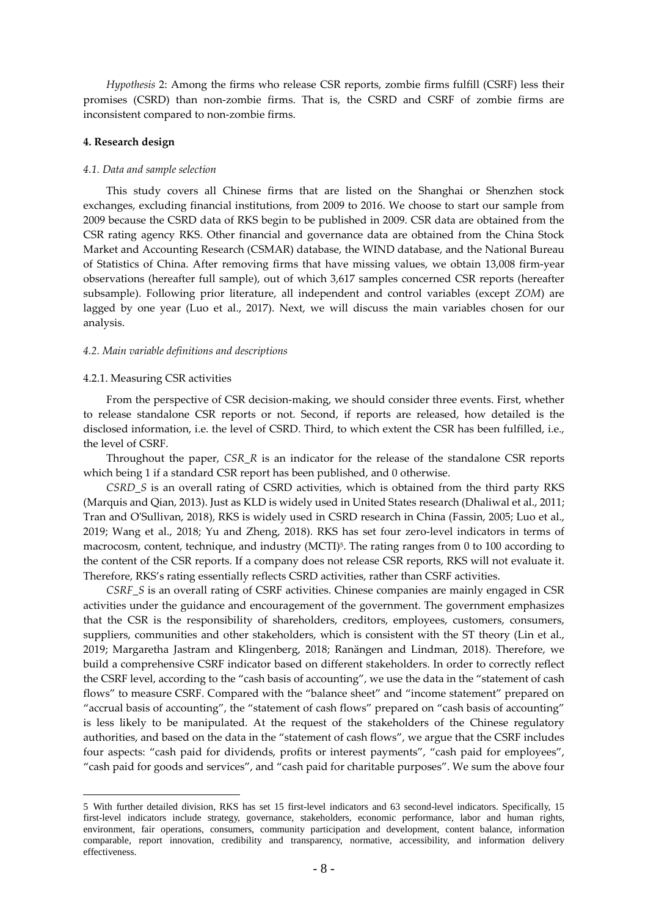*Hypothesis* 2: Among the firms who release CSR reports, zombie firms fulfill (CSRF) less their promises (CSRD) than non-zombie firms. That is, the CSRD and CSRF of zombie firms are inconsistent compared to non-zombie firms.

## 4. Research design

### *4.1. Data and sample selection*

This study covers all Chinese firms that are listed on the Shanghai or Shenzhen stock exchanges, excluding financial institutions, from 2009 to 2016. We choose to start our sample from 2009 because the CSRD data of RKS begin to be published in 2009. CSR data are obtained from the CSR rating agency RKS. Other financial and governance data are obtained from the China Stock Market and Accounting Research (CSMAR) database, the WIND database, and the National Bureau of Statistics of China. After removing firms that have missing values, we obtain 13,008 firm-year observations (hereafter full sample), out of which 3,617 samples concerned CSR reports (hereafter subsample). Following prior literature, all independent and control variables (except *ZOM*) are lagged by one year (Luo et al., 2017). Next, we will discuss the main variables chosen for our analysis.

### *4.2. Main variable definitions and descriptions*

#### 4.2.1. Measuring CSR activities

From the perspective of CSR decision-making, we should consider three events. First, whether to release standalone CSR reports or not. Second, if reports are released, how detailed is the disclosed information, i.e. the level of CSRD. Third, to which extent the CSR has been fulfilled, i.e., the level of CSRF.

Throughout the paper, *CSR_R* is an indicator for the release of the standalone CSR reports which being 1 if a standard CSR report has been published, and 0 otherwise.

*CSRD_S* is an overall rating of CSRD activities, which is obtained from the third party RKS (Marquis and Qian, 2013). Just as KLD is widely used in United States research (Dhaliwal et al., 2011; Tran and O'Sullivan, 2018), RKS is widely used in CSRD research in China (Fassin, 2005; Luo et al., 2019; Wang et al., 2018; Yu and Zheng, 2018). RKS has set four zero-level indicators in terms of macrocosm, content, technique, and industry (MCTI)[5]. The rating ranges from 0 to 100 according to the content of the CSR reports. If a company does not release CSR reports, RKS will not evaluate it. Therefore, RKS's rating essentially reflects CSRD activities, rather than CSRF activities.

*CSRF_S* is an overall rating of CSRF activities. Chinese companies are mainly engaged in CSR activities under the guidance and encouragement of the government. The government emphasizes that the CSR is the responsibility of shareholders, creditors, employees, customers, consumers, suppliers, communities and other stakeholders, which is consistent with the ST theory (Lin et al., 2019; Margaretha Jastram and Klingenberg, 2018; Ranängen and Lindman, 2018). Therefore, we build a comprehensive CSRF indicator based on different stakeholders. In order to correctly reflect the CSRF level, according to the "cash basis of accounting", we use the data in the "statement of cash flows" to measure CSRF. Compared with the "balance sheet" and "income statement" prepared on "accrual basis of accounting", the "statement of cash flows" prepared on "cash basis of accounting" is less likely to be manipulated. At the request of the stakeholders of the Chinese regulatory authorities, and based on the data in the "statement of cash flows", we argue that the CSRF includes four aspects: "cash paid for dividends, profits or interest payments", "cash paid for employees", "cash paid for goods and services", and "cash paid for charitable purposes". We sum the above four

---

5 With further detailed division, RKS has set 15 first-level indicators and 63 second-level indicators. Specifically, 15 first-level indicators include strategy, governance, stakeholders, economic performance, labor and human rights, environment, fair operations, consumers, community participation and development, content balance, information comparable, report innovation, credibility and transparency, normative, accessibility, and information delivery effectiveness.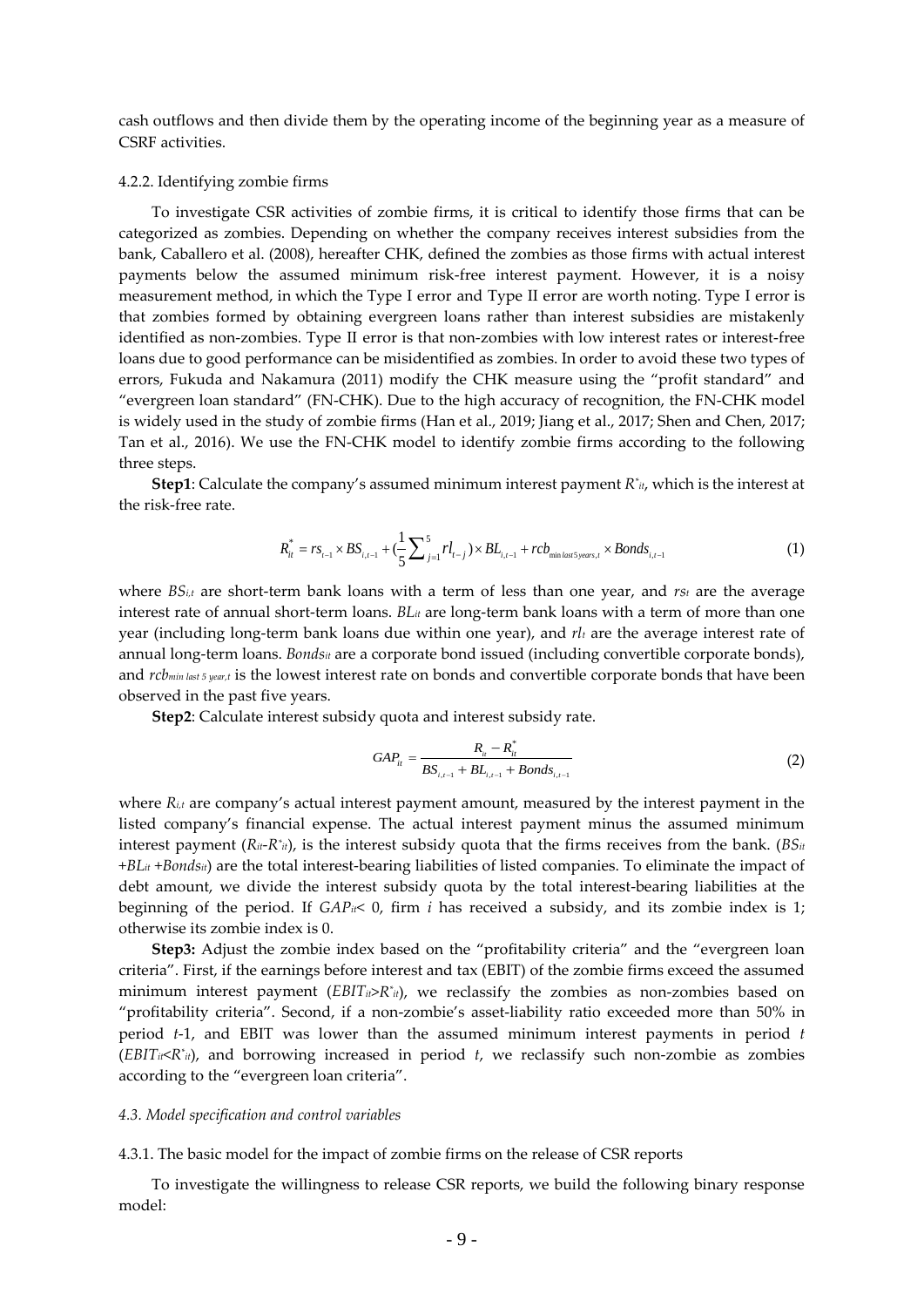cash outflows and then divide them by the operating income of the beginning year as a measure of CSRF activities.

4.2.2. Identifying zombie firms

To investigate CSR activities of zombie firms, it is critical to identify those firms that can be categorized as zombies. Depending on whether the company receives interest subsidies from the bank, Caballero et al. (2008), hereafter CHK, defined the zombies as those firms with actual interest payments below the assumed minimum risk-free interest payment. However, it is a noisy measurement method, in which the Type I error and Type II error are worth noting. Type I error is that zombies formed by obtaining evergreen loans rather than interest subsidies are mistakenly identified as non-zombies. Type II error is that non-zombies with low interest rates or interest-free loans due to good performance can be misidentified as zombies. In order to avoid these two types of errors, Fukuda and Nakamura (2011) modify the CHK measure using the "profit standard" and "evergreen loan standard" (FN-CHK). Due to the high accuracy of recognition, the FN-CHK model is widely used in the study of zombie firms (Han et al., 2019; Jiang et al., 2017; Shen and Chen, 2017; Tan et al., 2016). We use the FN-CHK model to identify zombie firms according to the following three steps.

**Step1**: Calculate the company's assumed minimum interest payment $R^*_{it}$, which is the interest at the risk-free rate.

$$R^*_{it} = rs_{t-1} \times BS_{i,t-1} + (\frac{1}{5}\sum_{j=1}^{5} rl_{t-j}) \times BL_{i,t-1} + rcb_{\min last 5 years,t} \times Bonds_{i,t-1} \tag{1}$$

where $BS_{i,t}$ are short-term bank loans with a term of less than one year, and $rs_t$ are the average interest rate of annual short-term loans. $BL_{it}$ are long-term bank loans with a term of more than one year (including long-term bank loans due within one year), and $rl_t$ are the average interest rate of annual long-term loans. $Bonds_{it}$ are a corporate bond issued (including convertible corporate bonds), and $rcb_{min\ last\ 5\ year,t}$ is the lowest interest rate on bonds and convertible corporate bonds that have been observed in the past five years.

**Step2**: Calculate interest subsidy quota and interest subsidy rate.

$$GAP_{it} = \frac{R_{it} - R^*_{it}}{BS_{i,t-1} + BL_{i,t-1} + Bonds_{i,t-1}} \tag{2}$$

where $R_{i,t}$ are company's actual interest payment amount, measured by the interest payment in the listed company's financial expense. The actual interest payment minus the assumed minimum interest payment ($R_{it}$-$R^*_{it}$), is the interest subsidy quota that the firms receives from the bank. ($BS_{it}$ +$BL_{it}$ +$Bonds_{it}$) are the total interest-bearing liabilities of listed companies. To eliminate the impact of debt amount, we divide the interest subsidy quota by the total interest-bearing liabilities at the beginning of the period. If $GAP_{it} < 0$, firm $i$ has received a subsidy, and its zombie index is 1; otherwise its zombie index is 0.

**Step3:** Adjust the zombie index based on the "profitability criteria" and the "evergreen loan criteria". First, if the earnings before interest and tax (EBIT) of the zombie firms exceed the assumed minimum interest payment ($EBIT_{it} > R^*_{it}$), we reclassify the zombies as non-zombies based on "profitability criteria". Second, if a non-zombie's asset-liability ratio exceeded more than 50% in period $t$-1, and EBIT was lower than the assumed minimum interest payments in period $t$ ($EBIT_{it} < R^*_{it}$), and borrowing increased in period $t$, we reclassify such non-zombie as zombies according to the "evergreen loan criteria".

*4.3. Model specification and control variables*

4.3.1. The basic model for the impact of zombie firms on the release of CSR reports

To investigate the willingness to release CSR reports, we build the following binary response model: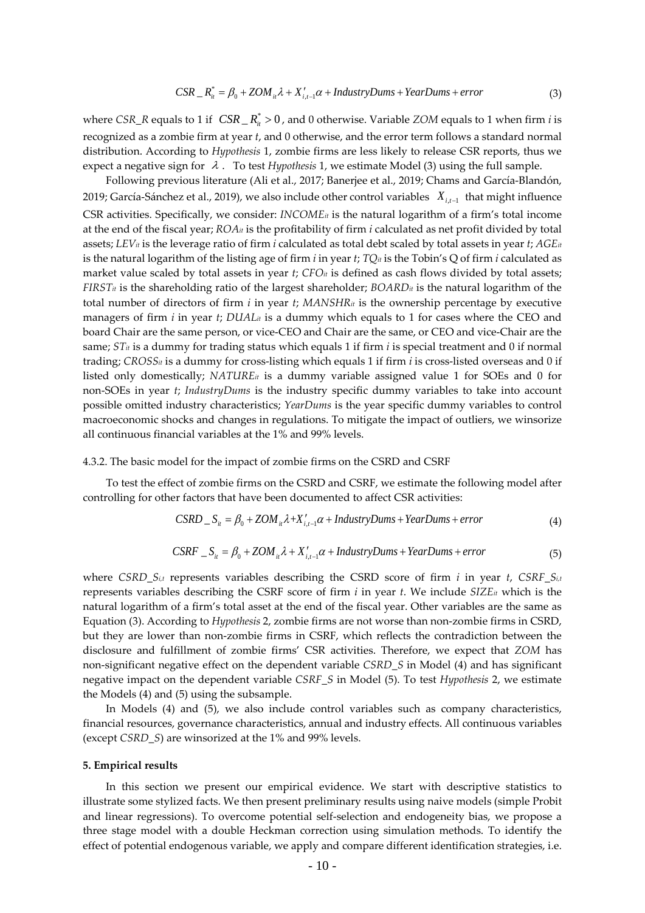$$CSR\_R_{it}^{*} = \beta_0 + ZOM_{it}\lambda + X'_{i,t-1}\alpha + IndustryDums + YearDums + error \tag{3}$$

where *CSR_R* equals to 1 if $CSR\_R_{it}^{*} > 0$, and 0 otherwise. Variable *ZOM* equals to 1 when firm *i* is recognized as a zombie firm at year *t*, and 0 otherwise, and the error term follows a standard normal distribution. According to *Hypothesis* 1, zombie firms are less likely to release CSR reports, thus we expect a negative sign for $\lambda$. To test *Hypothesis* 1, we estimate Model (3) using the full sample.

Following previous literature (Ali et al., 2017; Banerjee et al., 2019; Chams and García-Blandón, 2019; García-Sánchez et al., 2019), we also include other control variables $X_{i,t-1}$ that might influence CSR activities. Specifically, we consider: $INCOME_{it}$ is the natural logarithm of a firm's total income at the end of the fiscal year; $ROA_{it}$ is the profitability of firm *i* calculated as net profit divided by total assets; $LEV_{it}$ is the leverage ratio of firm *i* calculated as total debt scaled by total assets in year *t*; $AGE_{it}$ is the natural logarithm of the listing age of firm *i* in year *t*; $TQ_{it}$ is the Tobin's Q of firm *i* calculated as market value scaled by total assets in year *t*; $CFO_{it}$ is defined as cash flows divided by total assets; $FIRST_{it}$ is the shareholding ratio of the largest shareholder; $BOARD_{it}$ is the natural logarithm of the total number of directors of firm *i* in year *t*; $MANSHR_{it}$ is the ownership percentage by executive managers of firm *i* in year *t*; $DUAL_{it}$ is a dummy which equals to 1 for cases where the CEO and board Chair are the same person, or vice-CEO and Chair are the same, or CEO and vice-Chair are the same; $ST_{it}$ is a dummy for trading status which equals 1 if firm *i* is special treatment and 0 if normal trading; $CROSS_{it}$ is a dummy for cross-listing which equals 1 if firm *i* is cross-listed overseas and 0 if listed only domestically; $NATURE_{it}$ is a dummy variable assigned value 1 for SOEs and 0 for non-SOEs in year *t*; *IndustryDums* is the industry specific dummy variables to take into account possible omitted industry characteristics; *YearDums* is the year specific dummy variables to control macroeconomic shocks and changes in regulations. To mitigate the impact of outliers, we winsorize all continuous financial variables at the 1% and 99% levels.

4.3.2. The basic model for the impact of zombie firms on the CSRD and CSRF

To test the effect of zombie firms on the CSRD and CSRF, we estimate the following model after controlling for other factors that have been documented to affect CSR activities:

$$CSRD\_S_{it} = \beta_0 + ZOM_{it}\lambda + X'_{i,t-1}\alpha + IndustryDums + YearDums + error \tag{4}$$

$$CSRF\_S_{it} = \beta_0 + ZOM_{it}\lambda + X'_{i,t-1}\alpha + IndustryDums + YearDums + error \tag{5}$$

where $CSRD\_S_{i,t}$ represents variables describing the CSRD score of firm *i* in year *t*, $CSRF\_S_{i,t}$ represents variables describing the CSRF score of firm *i* in year *t*. We include $SIZE_{it}$ which is the natural logarithm of a firm's total asset at the end of the fiscal year. Other variables are the same as Equation (3). According to *Hypothesis* 2, zombie firms are not worse than non-zombie firms in CSRD, but they are lower than non-zombie firms in CSRF, which reflects the contradiction between the disclosure and fulfillment of zombie firms' CSR activities. Therefore, we expect that *ZOM* has non-significant negative effect on the dependent variable *CSRD_S* in Model (4) and has significant negative impact on the dependent variable *CSRF_S* in Model (5). To test *Hypothesis* 2, we estimate the Models (4) and (5) using the subsample.

In Models (4) and (5), we also include control variables such as company characteristics, financial resources, governance characteristics, annual and industry effects. All continuous variables (except *CSRD_S*) are winsorized at the 1% and 99% levels.

**5. Empirical results**

In this section we present our empirical evidence. We start with descriptive statistics to illustrate some stylized facts. We then present preliminary results using naive models (simple Probit and linear regressions). To overcome potential self-selection and endogeneity bias, we propose a three stage model with a double Heckman correction using simulation methods. To identify the effect of potential endogenous variable, we apply and compare different identification strategies, i.e.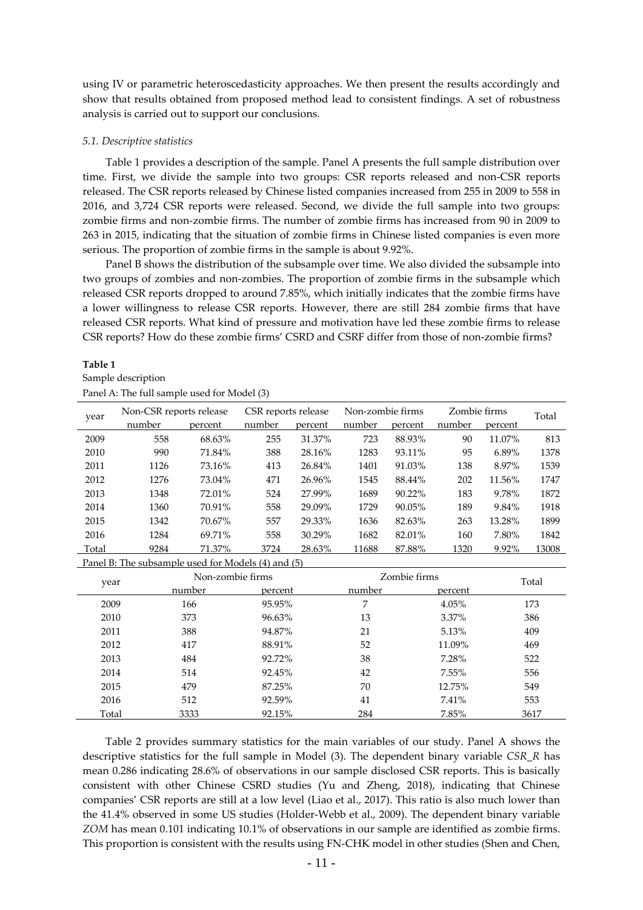using IV or parametric heteroscedasticity approaches. We then present the results accordingly and show that results obtained from proposed method lead to consistent findings. A set of robustness analysis is carried out to support our conclusions.

### *5.1. Descriptive statistics*

Table 1 provides a description of the sample. Panel A presents the full sample distribution over time. First, we divide the sample into two groups: CSR reports released and non-CSR reports released. The CSR reports released by Chinese listed companies increased from 255 in 2009 to 558 in 2016, and 3,724 CSR reports were released. Second, we divide the full sample into two groups: zombie firms and non-zombie firms. The number of zombie firms has increased from 90 in 2009 to 263 in 2015, indicating that the situation of zombie firms in Chinese listed companies is even more serious. The proportion of zombie firms in the sample is about 9.92%.

Panel B shows the distribution of the subsample over time. We also divided the subsample into two groups of zombies and non-zombies. The proportion of zombie firms in the subsample which released CSR reports dropped to around 7.85%, which initially indicates that the zombie firms have a lower willingness to release CSR reports. However, there are still 284 zombie firms that have released CSR reports. What kind of pressure and motivation have led these zombie firms to release CSR reports? How do these zombie firms' CSRD and CSRF differ from those of non-zombie firms?

**Table 1**

Sample description

Panel A: The full sample used for Model (3)

| year | Non-CSR reports release | | CSR reports release | | Non-zombie firms | | Zombie firms | | Total |
|---|---|---|---|---|---|---|---|---|---|
| | number | percent | number | percent | number | percent | number | percent | |
| 2009 | 558 | 68.63% | 255 | 31.37% | 723 | 88.93% | 90 | 11.07% | 813 |
| 2010 | 990 | 71.84% | 388 | 28.16% | 1283 | 93.11% | 95 | 6.89% | 1378 |
| 2011 | 1126 | 73.16% | 413 | 26.84% | 1401 | 91.03% | 138 | 8.97% | 1539 |
| 2012 | 1276 | 73.04% | 471 | 26.96% | 1545 | 88.44% | 202 | 11.56% | 1747 |
| 2013 | 1348 | 72.01% | 524 | 27.99% | 1689 | 90.22% | 183 | 9.78% | 1872 |
| 2014 | 1360 | 70.91% | 558 | 29.09% | 1729 | 90.05% | 189 | 9.84% | 1918 |
| 2015 | 1342 | 70.67% | 557 | 29.33% | 1636 | 82.63% | 263 | 13.28% | 1899 |
| 2016 | 1284 | 69.71% | 558 | 30.29% | 1682 | 82.01% | 160 | 7.80% | 1842 |
| Total | 9284 | 71.37% | 3724 | 28.63% | 11688 | 87.88% | 1320 | 9.92% | 13008 |

Panel B: The subsample used for Models (4) and (5)

| year | Non-zombie firms | | Zombie firms | | Total |
|---|---|---|---|---|---|
| | number | percent | number | percent | |
| 2009 | 166 | 95.95% | 7 | 4.05% | 173 |
| 2010 | 373 | 96.63% | 13 | 3.37% | 386 |
| 2011 | 388 | 94.87% | 21 | 5.13% | 409 |
| 2012 | 417 | 88.91% | 52 | 11.09% | 469 |
| 2013 | 484 | 92.72% | 38 | 7.28% | 522 |
| 2014 | 514 | 92.45% | 42 | 7.55% | 556 |
| 2015 | 479 | 87.25% | 70 | 12.75% | 549 |
| 2016 | 512 | 92.59% | 41 | 7.41% | 553 |
| Total | 3333 | 92.15% | 284 | 7.85% | 3617 |

Table 2 provides summary statistics for the main variables of our study. Panel A shows the descriptive statistics for the full sample in Model (3). The dependent binary variable *CSR_R* has mean 0.286 indicating 28.6% of observations in our sample disclosed CSR reports. This is basically consistent with other Chinese CSRD studies (Yu and Zheng, 2018), indicating that Chinese companies' CSR reports are still at a low level (Liao et al., 2017). This ratio is also much lower than the 41.4% observed in some US studies (Holder-Webb et al., 2009). The dependent binary variable *ZOM* has mean 0.101 indicating 10.1% of observations in our sample are identified as zombie firms. This proportion is consistent with the results using FN-CHK model in other studies (Shen and Chen,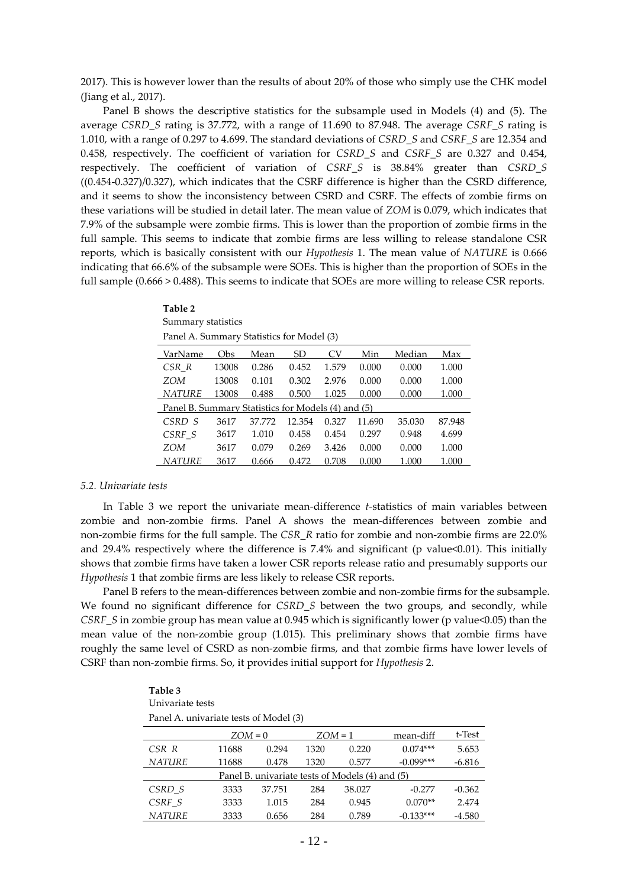2017). This is however lower than the results of about 20% of those who simply use the CHK model (Jiang et al., 2017).

Panel B shows the descriptive statistics for the subsample used in Models (4) and (5). The average *CSRD_S* rating is 37.772, with a range of 11.690 to 87.948. The average *CSRF_S* rating is 1.010, with a range of 0.297 to 4.699. The standard deviations of *CSRD_S* and *CSRF_S* are 12.354 and 0.458, respectively. The coefficient of variation for *CSRD_S* and *CSRF_S* are 0.327 and 0.454, respectively. The coefficient of variation of *CSRF_S* is 38.84% greater than *CSRD_S* ((0.454-0.327)/0.327), which indicates that the CSRF difference is higher than the CSRD difference, and it seems to show the inconsistency between CSRD and CSRF. The effects of zombie firms on these variations will be studied in detail later. The mean value of *ZOM* is 0.079, which indicates that 7.9% of the subsample were zombie firms. This is lower than the proportion of zombie firms in the full sample. This seems to indicate that zombie firms are less willing to release standalone CSR reports, which is basically consistent with our *Hypothesis* 1. The mean value of *NATURE* is 0.666 indicating that 66.6% of the subsample were SOEs. This is higher than the proportion of SOEs in the full sample (0.666 > 0.488). This seems to indicate that SOEs are more willing to release CSR reports.

**Table 2**

Summary statistics

| VarName | Obs | Mean | SD | CV | Min | Median | Max |
|---|---|---|---|---|---|---|---|
| Panel A. Summary Statistics for Model (3) | | | | | | | |
| *CSR_R* | 13008 | 0.286 | 0.452 | 1.579 | 0.000 | 0.000 | 1.000 |
| *ZOM* | 13008 | 0.101 | 0.302 | 2.976 | 0.000 | 0.000 | 1.000 |
| *NATURE* | 13008 | 0.488 | 0.500 | 1.025 | 0.000 | 0.000 | 1.000 |
| Panel B. Summary Statistics for Models (4) and (5) | | | | | | | |
| *CSRD_S* | 3617 | 37.772 | 12.354 | 0.327 | 11.690 | 35.030 | 87.948 |
| *CSRF_S* | 3617 | 1.010 | 0.458 | 0.454 | 0.297 | 0.948 | 4.699 |
| *ZOM* | 3617 | 0.079 | 0.269 | 3.426 | 0.000 | 0.000 | 1.000 |
| *NATURE* | 3617 | 0.666 | 0.472 | 0.708 | 0.000 | 1.000 | 1.000 |

### *5.2. Univariate tests*

In Table 3 we report the univariate mean-difference *t*-statistics of main variables between zombie and non-zombie firms. Panel A shows the mean-differences between zombie and non-zombie firms for the full sample. The *CSR_R* ratio for zombie and non-zombie firms are 22.0% and 29.4% respectively where the difference is 7.4% and significant (p value<0.01). This initially shows that zombie firms have taken a lower CSR reports release ratio and presumably supports our *Hypothesis* 1 that zombie firms are less likely to release CSR reports.

Panel B refers to the mean-differences between zombie and non-zombie firms for the subsample. We found no significant difference for *CSRD_S* between the two groups, and secondly, while *CSRF_S* in zombie group has mean value at 0.945 which is significantly lower (p value<0.05) than the mean value of the non-zombie group (1.015). This preliminary shows that zombie firms have roughly the same level of CSRD as non-zombie firms, and that zombie firms have lower levels of CSRF than non-zombie firms. So, it provides initial support for *Hypothesis* 2.

**Table 3**

Univariate tests

| | *ZOM* = 0 | | *ZOM* = 1 | | mean-diff | t-Test |
|---|---|---|---|---|---|---|
| Panel A. univariate tests of Model (3) | | | | | | |
| *CSR_R* | 11688 | 0.294 | 1320 | 0.220 | 0.074*** | 5.653 |
| *NATURE* | 11688 | 0.478 | 1320 | 0.577 | -0.099*** | -6.816 |
| Panel B. univariate tests of Models (4) and (5) | | | | | | |
| *CSRD_S* | 3333 | 37.751 | 284 | 38.027 | -0.277 | -0.362 |
| *CSRF_S* | 3333 | 1.015 | 284 | 0.945 | 0.070** | 2.474 |
| *NATURE* | 3333 | 0.656 | 284 | 0.789 | -0.133*** | -4.580 |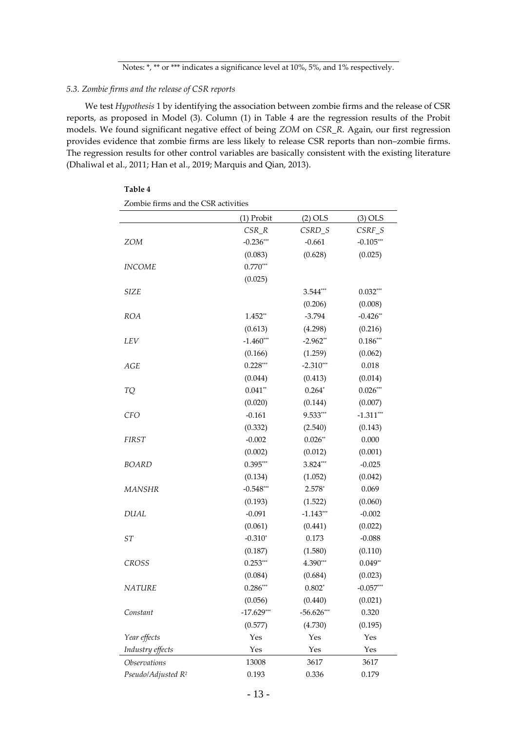Notes: *, ** or *** indicates a significance level at 10%, 5%, and 1% respectively.

### *5.3. Zombie firms and the release of CSR reports*

We test *Hypothesis* 1 by identifying the association between zombie firms and the release of CSR reports, as proposed in Model (3). Column (1) in Table 4 are the regression results of the Probit models. We found significant negative effect of being *ZOM* on *CSR_R*. Again, our first regression provides evidence that zombie firms are less likely to release CSR reports than non–zombie firms. The regression results for other control variables are basically consistent with the existing literature (Dhaliwal et al., 2011; Han et al., 2019; Marquis and Qian, 2013).

**Table 4**

Zombie firms and the CSR activities

| | (1) Probit | (2) OLS | (3) OLS |
|---|---|---|---|
| | *CSR_R* | *CSRD_S* | *CSRF_S* |
| *ZOM* | -0.236*** | -0.661 | -0.105*** |
| | (0.083) | (0.628) | (0.025) |
| *INCOME* | 0.770*** | | |
| | (0.025) | | |
| *SIZE* | | 3.544*** | 0.032*** |
| | | (0.206) | (0.008) |
| *ROA* | 1.452** | -3.794 | -0.426** |
| | (0.613) | (4.298) | (0.216) |
| *LEV* | -1.460*** | -2.962** | 0.186*** |
| | (0.166) | (1.259) | (0.062) |
| *AGE* | 0.228*** | -2.310*** | 0.018 |
| | (0.044) | (0.413) | (0.014) |
| *TQ* | 0.041** | 0.264* | 0.026*** |
| | (0.020) | (0.144) | (0.007) |
| *CFO* | -0.161 | 9.533*** | -1.311*** |
| | (0.332) | (2.540) | (0.143) |
| *FIRST* | -0.002 | 0.026** | 0.000 |
| | (0.002) | (0.012) | (0.001) |
| *BOARD* | 0.395*** | 3.824*** | -0.025 |
| | (0.134) | (1.052) | (0.042) |
| *MANSHR* | -0.548*** | 2.578* | 0.069 |
| | (0.193) | (1.522) | (0.060) |
| *DUAL* | -0.091 | -1.143*** | -0.002 |
| | (0.061) | (0.441) | (0.022) |
| *ST* | -0.310* | 0.173 | -0.088 |
| | (0.187) | (1.580) | (0.110) |
| *CROSS* | 0.253*** | 4.390*** | 0.049** |
| | (0.084) | (0.684) | (0.023) |
| *NATURE* | 0.286*** | 0.802* | -0.057*** |
| | (0.056) | (0.440) | (0.021) |
| *Constant* | -17.629*** | -56.626*** | 0.320 |
| | (0.577) | (4.730) | (0.195) |
| *Year effects* | Yes | Yes | Yes |
| *Industry effects* | Yes | Yes | Yes |
| *Observations* | 13008 | 3617 | 3617 |
| *Pseudo/Adjusted $R^2$* | 0.193 | 0.336 | 0.179 |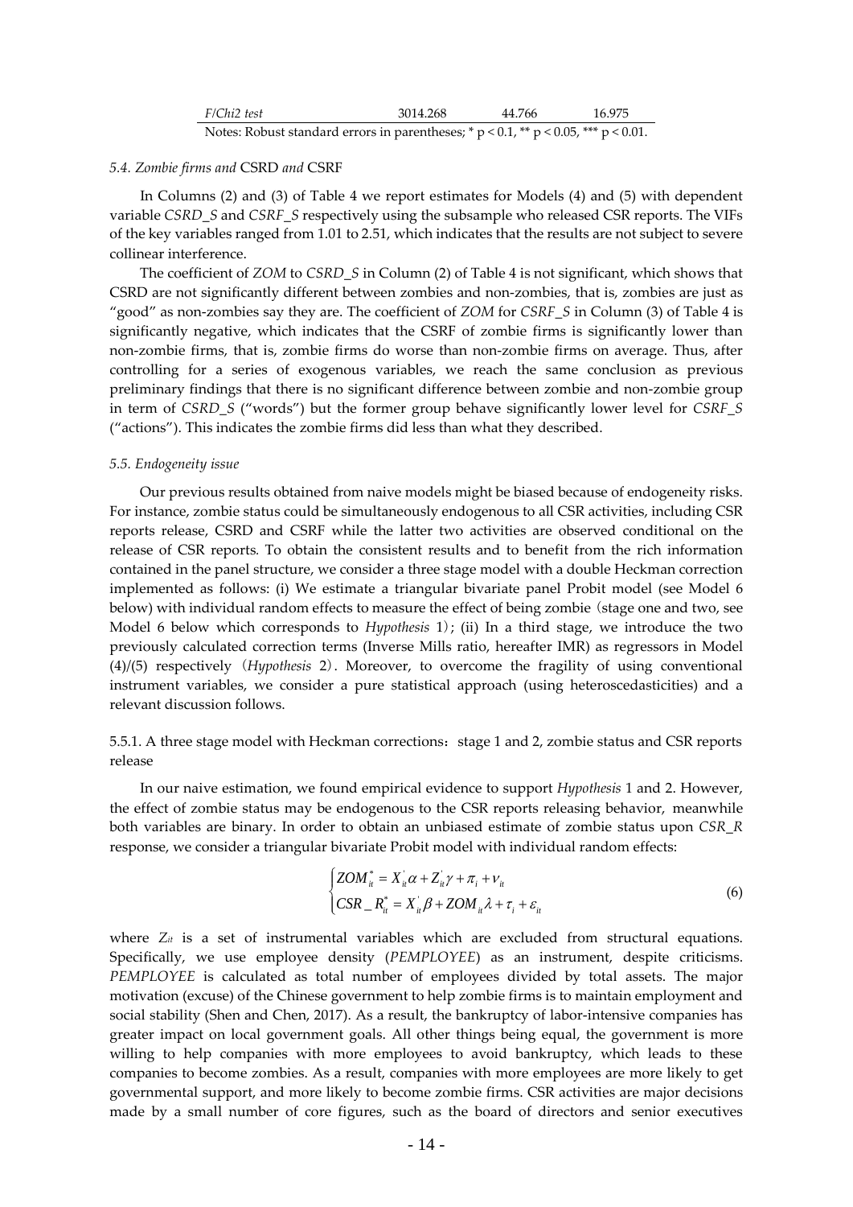| F/Chi2 test | 3014.268 | 44.766 | 16.975 |
| --- | --- | --- | --- |

Notes: Robust standard errors in parentheses; * p < 0.1, ** p < 0.05, *** p < 0.01.

#### *5.4. Zombie firms and* CSRD *and* CSRF

In Columns (2) and (3) of Table 4 we report estimates for Models (4) and (5) with dependent variable *CSRD_S* and *CSRF_S* respectively using the subsample who released CSR reports. The VIFs of the key variables ranged from 1.01 to 2.51, which indicates that the results are not subject to severe collinear interference.

The coefficient of *ZOM* to *CSRD_S* in Column (2) of Table 4 is not significant, which shows that CSRD are not significantly different between zombies and non-zombies, that is, zombies are just as "good" as non-zombies say they are. The coefficient of *ZOM* for *CSRF_S* in Column (3) of Table 4 is significantly negative, which indicates that the CSRF of zombie firms is significantly lower than non-zombie firms, that is, zombie firms do worse than non-zombie firms on average. Thus, after controlling for a series of exogenous variables, we reach the same conclusion as previous preliminary findings that there is no significant difference between zombie and non-zombie group in term of *CSRD_S* ("words") but the former group behave significantly lower level for *CSRF_S* ("actions"). This indicates the zombie firms did less than what they described.

#### *5.5. Endogeneity issue*

Our previous results obtained from naive models might be biased because of endogeneity risks. For instance, zombie status could be simultaneously endogenous to all CSR activities, including CSR reports release, CSRD and CSRF while the latter two activities are observed conditional on the release of CSR reports. To obtain the consistent results and to benefit from the rich information contained in the panel structure, we consider a three stage model with a double Heckman correction implemented as follows: (i) We estimate a triangular bivariate panel Probit model (see Model 6 below) with individual random effects to measure the effect of being zombie（stage one and two, see Model 6 below which corresponds to *Hypothesis* 1）; (ii) In a third stage, we introduce the two previously calculated correction terms (Inverse Mills ratio, hereafter IMR) as regressors in Model (4)/(5) respectively（*Hypothesis* 2）. Moreover, to overcome the fragility of using conventional instrument variables, we consider a pure statistical approach (using heteroscedasticities) and a relevant discussion follows.

5.5.1. A three stage model with Heckman corrections：stage 1 and 2, zombie status and CSR reports release

In our naive estimation, we found empirical evidence to support *Hypothesis* 1 and 2. However, the effect of zombie status may be endogenous to the CSR reports releasing behavior, meanwhile both variables are binary. In order to obtain an unbiased estimate of zombie status upon *CSR_R* response, we consider a triangular bivariate Probit model with individual random effects:

$$
\begin{cases} ZOM_{it}^{*} = X_{it}^{'}\alpha + Z_{it}^{'}\gamma + \pi_i + \nu_{it} \\ CSR\_R_{it}^{*} = X_{it}^{'}\beta + ZOM_{it}\lambda + \tau_i + \varepsilon_{it} \end{cases} \tag{6}
$$

where $Z_{it}$ is a set of instrumental variables which are excluded from structural equations. Specifically, we use employee density (*PEMPLOYEE*) as an instrument, despite criticisms. *PEMPLOYEE* is calculated as total number of employees divided by total assets. The major motivation (excuse) of the Chinese government to help zombie firms is to maintain employment and social stability (Shen and Chen, 2017). As a result, the bankruptcy of labor-intensive companies has greater impact on local government goals. All other things being equal, the government is more willing to help companies with more employees to avoid bankruptcy, which leads to these companies to become zombies. As a result, companies with more employees are more likely to get governmental support, and more likely to become zombie firms. CSR activities are major decisions made by a small number of core figures, such as the board of directors and senior executives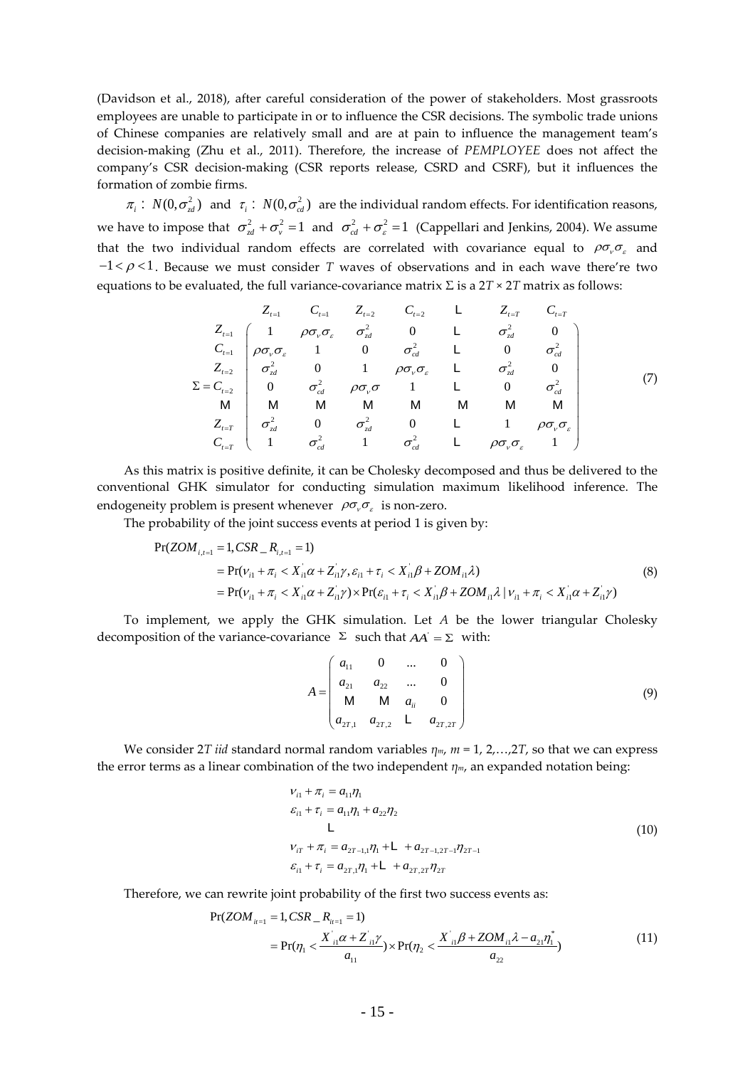(Davidson et al., 2018), after careful consideration of the power of stakeholders. Most grassroots employees are unable to participate in or to influence the CSR decisions. The symbolic trade unions of Chinese companies are relatively small and are at pain to influence the management team's decision-making (Zhu et al., 2011). Therefore, the increase of *PEMPLOYEE* does not affect the company's CSR decision-making (CSR reports release, CSRD and CSRF), but it influences the formation of zombie firms.

$\pi_i \sim N(0, \sigma_{zd}^2)$ and $\tau_i \sim N(0, \sigma_{cd}^2)$ are the individual random effects. For identification reasons, we have to impose that $\sigma_{zd}^2 + \sigma_v^2 = 1$ and $\sigma_{cd}^2 + \sigma_\varepsilon^2 = 1$ (Cappellari and Jenkins, 2004). We assume that the two individual random effects are correlated with covariance equal to $\rho\sigma_v\sigma_\varepsilon$ and $-1 < \rho < 1$. Because we must consider *T* waves of observations and in each wave there're two equations to be evaluated, the full variance-covariance matrix Σ is a 2*T* × 2*T* matrix as follows:

$$
\Sigma = \begin{array}{c} \\ Z_{t=1} \\ C_{t=1} \\ Z_{t=2} \\ C_{t=2} \\ \vdots \\ Z_{t=T} \\ C_{t=T} \end{array}
\begin{array}{c} \begin{array}{cccccccc} Z_{t=1} & C_{t=1} & Z_{t=2} & C_{t=2} & \cdots & Z_{t=T} & C_{t=T} \end{array} \\
\left( \begin{array}{ccccccc}
1 & \rho\sigma_v\sigma_\varepsilon & \sigma_{zd}^2 & 0 & \cdots & \sigma_{zd}^2 & 0 \\
\rho\sigma_v\sigma_\varepsilon & 1 & 0 & \sigma_{cd}^2 & \cdots & 0 & \sigma_{cd}^2 \\
\sigma_{zd}^2 & 0 & 1 & \rho\sigma_v\sigma_\varepsilon & \cdots & \sigma_{zd}^2 & 0 \\
0 & \sigma_{cd}^2 & \rho\sigma_v\sigma & 1 & \cdots & 0 & \sigma_{cd}^2 \\
\vdots & \vdots & \vdots & \vdots & \vdots & \vdots & \vdots \\
\sigma_{zd}^2 & 0 & \sigma_{zd}^2 & 0 & \cdots & 1 & \rho\sigma_v\sigma_\varepsilon \\
1 & \sigma_{cd}^2 & 1 & \sigma_{cd}^2 & \cdots & \rho\sigma_v\sigma_\varepsilon & 1
\end{array} \right) \end{array} \tag{7}
$$

As this matrix is positive definite, it can be Cholesky decomposed and thus be delivered to the conventional GHK simulator for conducting simulation maximum likelihood inference. The endogeneity problem is present whenever $\rho\sigma_v\sigma_\varepsilon$ is non-zero.

The probability of the joint success events at period 1 is given by:

$$
\begin{aligned}
&\Pr(ZOM_{i,t=1} = 1, CSR\_R_{i,t=1} = 1) \\
&= \Pr(v_{i1} + \pi_i < X_{i1}^{'}\alpha + Z_{i1}^{'}\gamma, \varepsilon_{i1} + \tau_i < X_{i1}^{'}\beta + ZOM_{i1}\lambda) \\
&= \Pr(v_{i1} + \pi_i < X_{i1}^{'}\alpha + Z_{i1}^{'}\gamma) \times \Pr(\varepsilon_{i1} + \tau_i < X_{i1}^{'}\beta + ZOM_{i1}\lambda \mid v_{i1} + \pi_i < X_{i1}^{'}\alpha + Z_{i1}^{'}\gamma)
\end{aligned} \tag{8}
$$

To implement, we apply the GHK simulation. Let *A* be the lower triangular Cholesky decomposition of the variance-covariance Σ such that $AA^{'} = \Sigma$ with:

$$
A = \begin{pmatrix} a_{11} & 0 & \dots & 0 \\ a_{21} & a_{22} & \dots & 0 \\ \vdots & \vdots & a_{ii} & 0 \\ a_{2T,1} & a_{2T,2} & \cdots & a_{2T,2T} \end{pmatrix} \tag{9}
$$

We consider 2*T* *iid* standard normal random variables $\eta_m$, *m* = 1, 2,…,2*T*, so that we can express the error terms as a linear combination of the two independent $\eta_m$, an expanded notation being:

$$
\begin{aligned}
&v_{i1} + \pi_i = a_{11}\eta_1 \\
&\varepsilon_{i1} + \tau_i = a_{11}\eta_1 + a_{22}\eta_2 \\
&\qquad \cdots \\
&v_{iT} + \pi_i = a_{2T-1,1}\eta_1 + \cdots + a_{2T-1,2T-1}\eta_{2T-1} \\
&\varepsilon_{i1} + \tau_i = a_{2T,1}\eta_1 + \cdots + a_{2T,2T}\eta_{2T}
\end{aligned} \tag{10}
$$

Therefore, we can rewrite joint probability of the first two success events as:

$$
\begin{aligned}
&\Pr(ZOM_{it=1} = 1, CSR\_R_{it=1} = 1) \\
&= \Pr\left(\eta_1 < \frac{X_{i1}^{'}\alpha + Z_{i1}^{'}\gamma}{a_{11}}\right) \times \Pr\left(\eta_2 < \frac{X_{i1}^{'}\beta + ZOM_{i1}\lambda - a_{21}\eta_1^{*}}{a_{22}}\right)
\end{aligned} \tag{11}
$$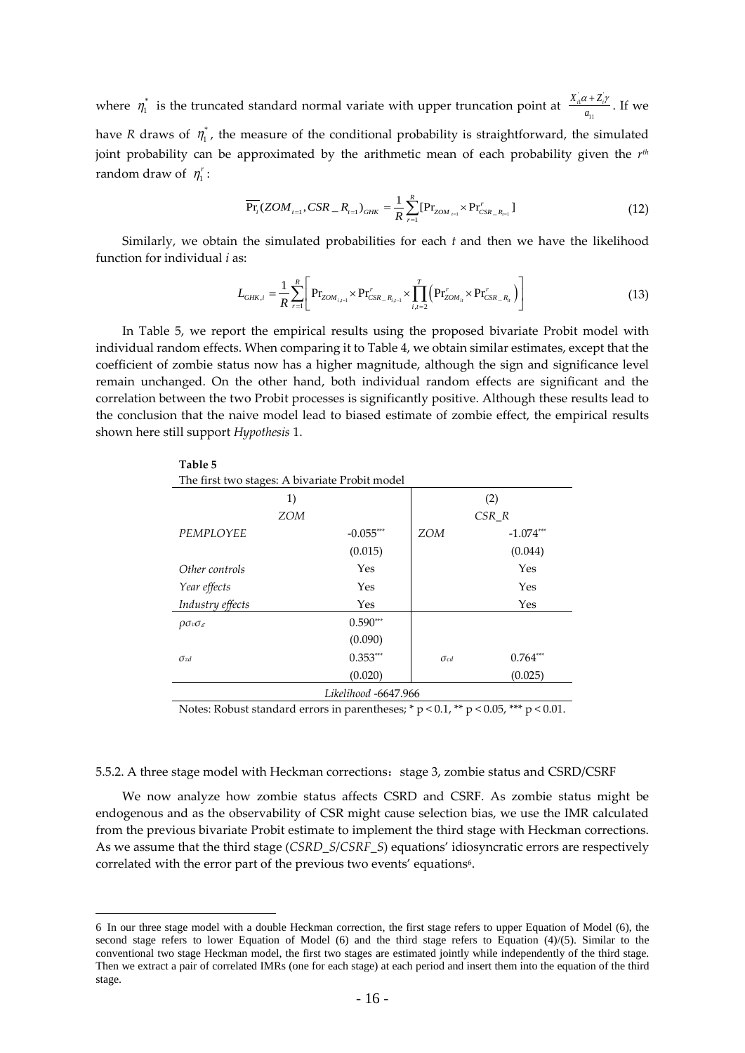where $\eta_1^*$ is the truncated standard normal variate with upper truncation point at $\frac{X_{i1}^{'}\alpha + Z_{i1}^{'}\gamma}{a_{11}}$. If we have *R* draws of $\eta_1^*$, the measure of the conditional probability is straightforward, the simulated joint probability can be approximated by the arithmetic mean of each probability given the $r^{th}$ random draw of $\eta_1^r$:

$$\overline{\Pr_i}(ZOM_{t=1}, CSR\_R_{t=1})_{GHK} = \frac{1}{R}\sum_{r=1}^{R}[\Pr_{ZOM_{t=1}} \times \Pr^r_{CSR\_R_{t=1}}] \tag{12}$$

Similarly, we obtain the simulated probabilities for each *t* and then we have the likelihood function for individual *i* as:

$$L_{GHK,i} = \frac{1}{R}\sum_{r=1}^{R}\left[\Pr_{ZOM_{i,t=1}} \times \Pr^r_{CSR\_R_{i,t=1}} \times \prod_{i,t=2}^{T}\left(\Pr^r_{ZOM_{it}} \times \Pr^r_{CSR\_R_{it}}\right)\right] \tag{13}$$

In Table 5, we report the empirical results using the proposed bivariate Probit model with individual random effects. When comparing it to Table 4, we obtain similar estimates, except that the coefficient of zombie status now has a higher magnitude, although the sign and significance level remain unchanged. On the other hand, both individual random effects are significant and the correlation between the two Probit processes is significantly positive. Although these results lead to the conclusion that the naive model lead to biased estimate of zombie effect, the empirical results shown here still support *Hypothesis* 1.

**Table 5**

The first two stages: A bivariate Probit model

| 1) | | (2) | |
|---|---|---|---|
| *ZOM* | | *CSR_R* | |
| *PEMPLOYEE* | -0.055*** | *ZOM* | -1.074*** |
| | (0.015) | | (0.044) |
| *Other controls* | Yes | | Yes |
| *Year effects* | Yes | | Yes |
| *Industry effects* | Yes | | Yes |
| $\rho\sigma_v\sigma_\varepsilon$ | 0.590*** | | |
| | (0.090) | | |
| $\sigma_{zd}$ | 0.353*** | $\sigma_{cd}$ | 0.764*** |
| | (0.020) | | (0.025) |
| *Likelihood* -6647.966 | | | |

Notes: Robust standard errors in parentheses; * p < 0.1, ** p < 0.05, *** p < 0.01.

5.5.2. A three stage model with Heckman corrections：stage 3, zombie status and CSRD/CSRF

We now analyze how zombie status affects CSRD and CSRF. As zombie status might be endogenous and as the observability of CSR might cause selection bias, we use the IMR calculated from the previous bivariate Probit estimate to implement the third stage with Heckman corrections. As we assume that the third stage (*CSRD_S*/*CSRF_S*) equations' idiosyncratic errors are respectively correlated with the error part of the previous two events' equations[6].

6 In our three stage model with a double Heckman correction, the first stage refers to upper Equation of Model (6), the second stage refers to lower Equation of Model (6) and the third stage refers to Equation (4)/(5). Similar to the conventional two stage Heckman model, the first two stages are estimated jointly while independently of the third stage. Then we extract a pair of correlated IMRs (one for each stage) at each period and insert them into the equation of the third stage.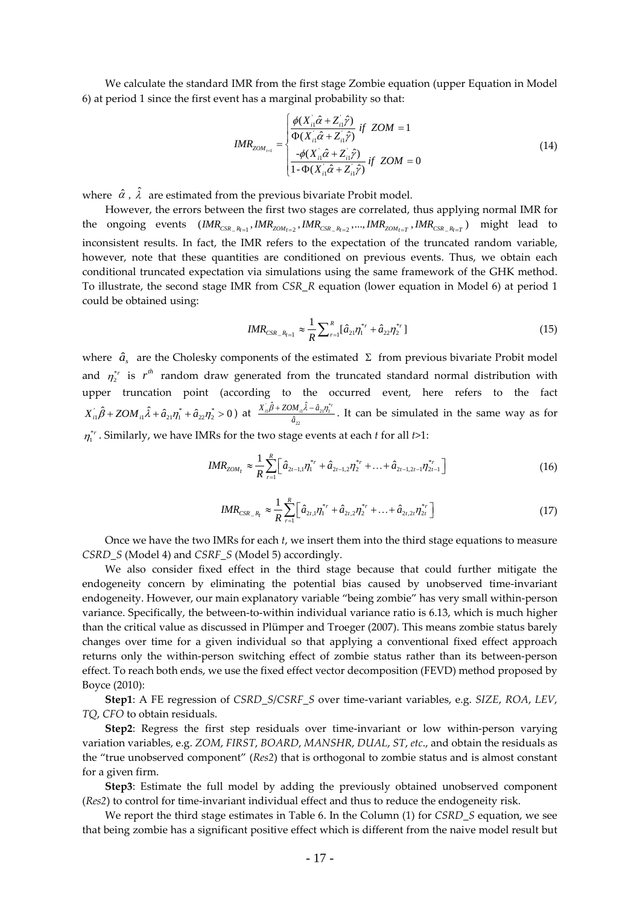We calculate the standard IMR from the first stage Zombie equation (upper Equation in Model 6) at period 1 since the first event has a marginal probability so that:

$$IMR_{ZOM_{t=1}} = \begin{cases} \dfrac{\phi(X_{i1}^{'}\hat{\alpha} + Z_{i1}^{'}\hat{\gamma})}{\Phi(X_{i1}^{'}\hat{\alpha} + Z_{i1}^{'}\hat{\gamma})} \; if \;\; ZOM = 1 \\ \dfrac{-\phi(X_{i1}^{'}\hat{\alpha} + Z_{i1}^{'}\hat{\gamma})}{1 - \Phi(X_{i1}^{'}\hat{\alpha} + Z_{i1}^{'}\hat{\gamma})} \; if \;\; ZOM = 0 \end{cases} \tag{14}$$

where $\hat{\alpha}$, $\hat{\lambda}$ are estimated from the previous bivariate Probit model.

However, the errors between the first two stages are correlated, thus applying normal IMR for the ongoing events ($IMR_{CSR\_R_{t=1}}, IMR_{ZOM_{t=2}}, IMR_{CSR\_R_{t=2}}, ..., IMR_{ZOM_{t=T}}, IMR_{CSR\_R_{t=T}}$) might lead to inconsistent results. In fact, the IMR refers to the expectation of the truncated random variable, however, note that these quantities are conditioned on previous events. Thus, we obtain each conditional truncated expectation via simulations using the same framework of the GHK method. To illustrate, the second stage IMR from *CSR_R* equation (lower equation in Model 6) at period 1 could be obtained using:

$$IMR_{CSR\_R_{t=1}} \approx \frac{1}{R}\sum_{r=1}^{R}[\hat{a}_{21}\eta_1^{*r} + \hat{a}_{22}\eta_2^{*r}] \tag{15}$$

where $\hat{a}_s$ are the Cholesky components of the estimated $\Sigma$ from previous bivariate Probit model and $\eta_2^{*r}$ is $r^{th}$ random draw generated from the truncated standard normal distribution with upper truncation point (according to the occurred event, here refers to the fact $X_{i1}^{'}\hat{\beta} + ZOM_{i1}\hat{\lambda} + \hat{a}_{21}\eta_1^{*} + \hat{a}_{22}\eta_2^{*} > 0$) at $\frac{X_{i1}^{'}\hat{\beta} + ZOM_{i1}\hat{\lambda} - \hat{a}_{21}\eta_1^{*r}}{\hat{a}_{22}}$. It can be simulated in the same way as for $\eta_1^{*r}$. Similarly, we have IMRs for the two stage events at each *t* for all *t*>1:

$$IMR_{ZOM_t} \approx \frac{1}{R}\sum_{r=1}^{R}\left[\hat{a}_{2t-1,1}\eta_1^{*r} + \hat{a}_{2t-1,2}\eta_2^{*r} + \ldots + \hat{a}_{2t-1,2t-1}\eta_{2t-1}^{*r}\right] \tag{16}$$

$$IMR_{CSR\_R_t} \approx \frac{1}{R}\sum_{r=1}^{R}\left[\hat{a}_{2t,1}\eta_1^{*r} + \hat{a}_{2t,2}\eta_2^{*r} + \ldots + \hat{a}_{2t,2t}\eta_{2t}^{*r}\right] \tag{17}$$

Once we have the two IMRs for each *t*, we insert them into the third stage equations to measure *CSRD_S* (Model 4) and *CSRF_S* (Model 5) accordingly.

We also consider fixed effect in the third stage because that could further mitigate the endogeneity concern by eliminating the potential bias caused by unobserved time-invariant endogeneity. However, our main explanatory variable "being zombie" has very small within-person variance. Specifically, the between-to-within individual variance ratio is 6.13, which is much higher than the critical value as discussed in Plümper and Troeger (2007). This means zombie status barely changes over time for a given individual so that applying a conventional fixed effect approach returns only the within-person switching effect of zombie status rather than its between-person effect. To reach both ends, we use the fixed effect vector decomposition (FEVD) method proposed by Boyce (2010):

**Step1**: A FE regression of *CSRD_S*/*CSRF_S* over time-variant variables, e.g. *SIZE*, *ROA*, *LEV*, *TQ*, *CFO* to obtain residuals.

**Step2**: Regress the first step residuals over time-invariant or low within-person varying variation variables, e.g. *ZOM*, *FIRST*, *BOARD*, *MANSHR*, *DUAL*, *ST*, *etc*., and obtain the residuals as the "true unobserved component" (*Res2*) that is orthogonal to zombie status and is almost constant for a given firm.

**Step3**: Estimate the full model by adding the previously obtained unobserved component (*Res2*) to control for time-invariant individual effect and thus to reduce the endogeneity risk.

We report the third stage estimates in Table 6. In the Column (1) for *CSRD_S* equation, we see that being zombie has a significant positive effect which is different from the naive model result but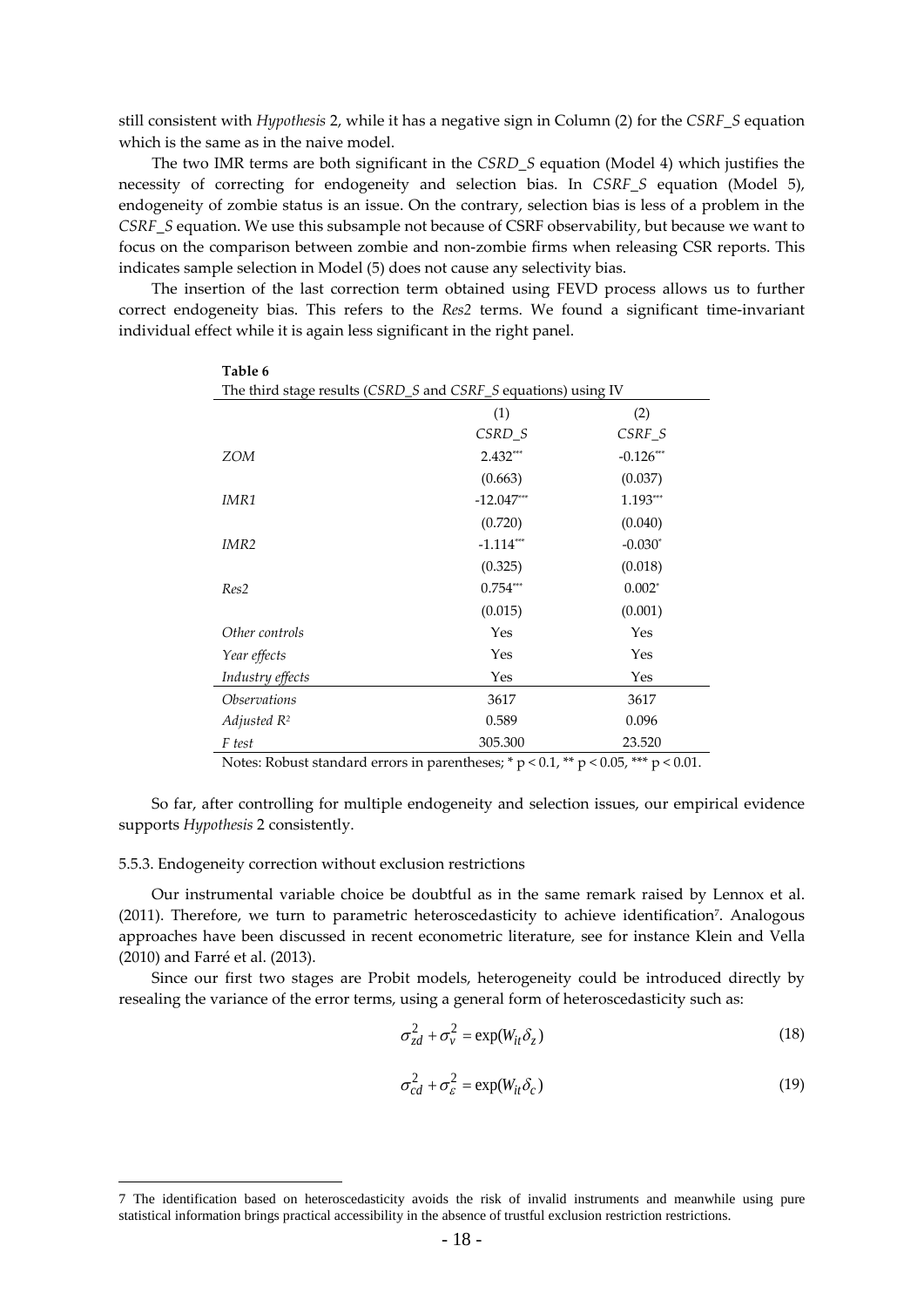still consistent with *Hypothesis* 2, while it has a negative sign in Column (2) for the *CSRF_S* equation which is the same as in the naive model.

The two IMR terms are both significant in the *CSRD_S* equation (Model 4) which justifies the necessity of correcting for endogeneity and selection bias. In *CSRF_S* equation (Model 5), endogeneity of zombie status is an issue. On the contrary, selection bias is less of a problem in the *CSRF_S* equation. We use this subsample not because of CSRF observability, but because we want to focus on the comparison between zombie and non-zombie firms when releasing CSR reports. This indicates sample selection in Model (5) does not cause any selectivity bias.

The insertion of the last correction term obtained using FEVD process allows us to further correct endogeneity bias. This refers to the *Res2* terms. We found a significant time-invariant individual effect while it is again less significant in the right panel.

**Table 6**

The third stage results (*CSRD_S* and *CSRF_S* equations) using IV

| | (1) | (2) |
|---|---|---|
| | *CSRD_S* | *CSRF_S* |
| *ZOM* | 2.432*** | -0.126*** |
| | (0.663) | (0.037) |
| *IMR1* | -12.047*** | 1.193*** |
| | (0.720) | (0.040) |
| *IMR2* | -1.114*** | -0.030* |
| | (0.325) | (0.018) |
| *Res2* | 0.754*** | 0.002* |
| | (0.015) | (0.001) |
| *Other controls* | Yes | Yes |
| *Year effects* | Yes | Yes |
| *Industry effects* | Yes | Yes |
| *Observations* | 3617 | 3617 |
| *Adjusted $R^2$* | 0.589 | 0.096 |
| *F test* | 305.300 | 23.520 |

Notes: Robust standard errors in parentheses; * $p < 0.1$, ** $p < 0.05$, *** $p < 0.01$.

So far, after controlling for multiple endogeneity and selection issues, our empirical evidence supports *Hypothesis* 2 consistently.

5.5.3. Endogeneity correction without exclusion restrictions

Our instrumental variable choice be doubtful as in the same remark raised by Lennox et al. (2011). Therefore, we turn to parametric heteroscedasticity to achieve identification[7]. Analogous approaches have been discussed in recent econometric literature, see for instance Klein and Vella (2010) and Farré et al. (2013).

Since our first two stages are Probit models, heterogeneity could be introduced directly by resealing the variance of the error terms, using a general form of heteroscedasticity such as:

$$\sigma_{zd}^2 + \sigma_v^2 = \exp(W_{it}\delta_z) \tag{18}$$

$$\sigma_{cd}^2 + \sigma_\varepsilon^2 = \exp(W_{it}\delta_c) \tag{19}$$

7 The identification based on heteroscedasticity avoids the risk of invalid instruments and meanwhile using pure statistical information brings practical accessibility in the absence of trustful exclusion restriction restrictions.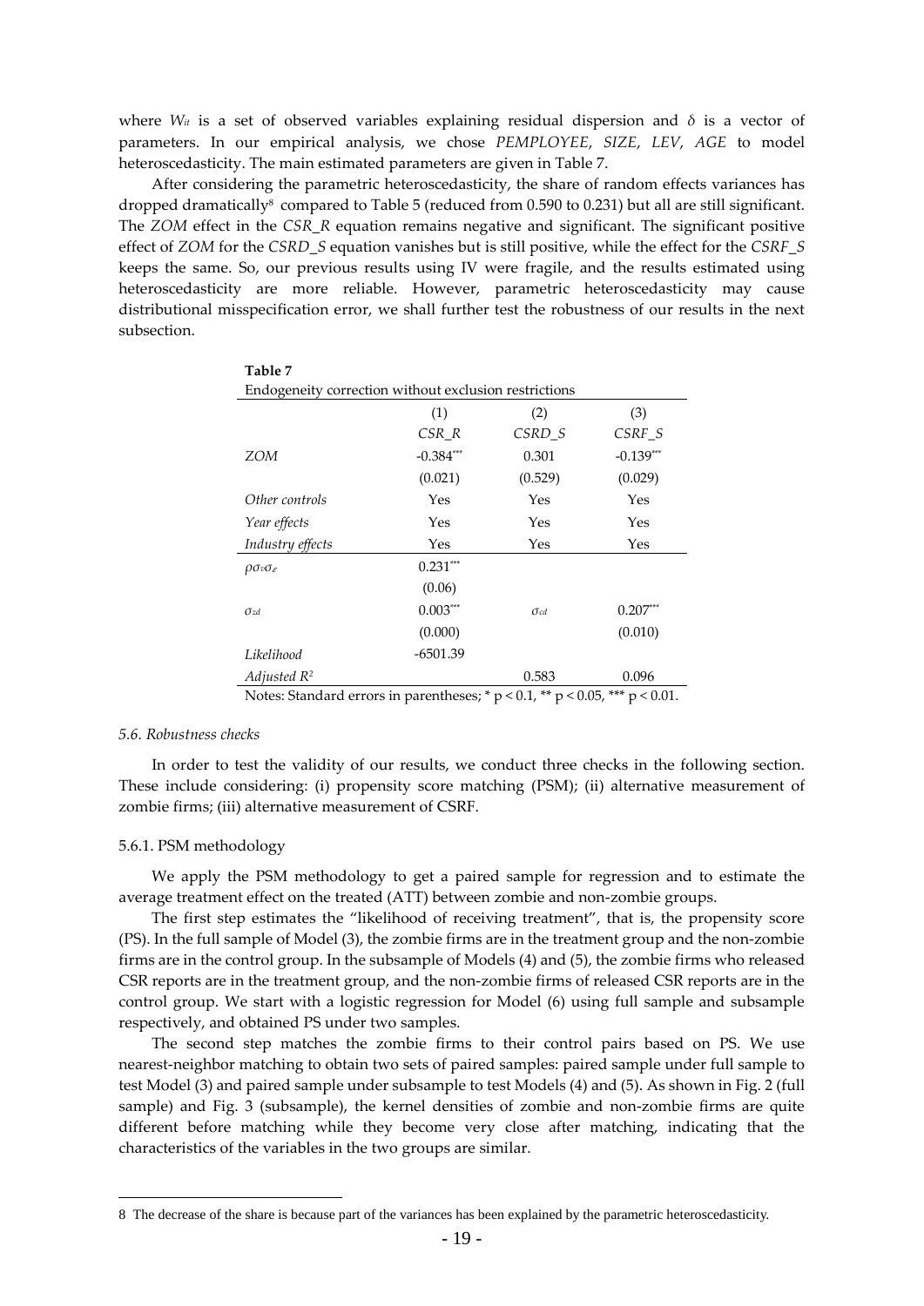where $W_{it}$ is a set of observed variables explaining residual dispersion and $\delta$ is a vector of parameters. In our empirical analysis, we chose *PEMPLOYEE*, *SIZE*, *LEV*, *AGE* to model heteroscedasticity. The main estimated parameters are given in Table 7.

After considering the parametric heteroscedasticity, the share of random effects variances has dropped dramatically[8] compared to Table 5 (reduced from 0.590 to 0.231) but all are still significant. The *ZOM* effect in the *CSR_R* equation remains negative and significant. The significant positive effect of *ZOM* for the *CSRD_S* equation vanishes but is still positive, while the effect for the *CSRF_S* keeps the same. So, our previous results using IV were fragile, and the results estimated using heteroscedasticity are more reliable. However, parametric heteroscedasticity may cause distributional misspecification error, we shall further test the robustness of our results in the next subsection.

**Table 7**

Endogeneity correction without exclusion restrictions

| | (1) | (2) | (3) |
|---|---|---|---|
| | *CSR_R* | *CSRD_S* | *CSRF_S* |
| *ZOM* | $-0.384^{***}$ | 0.301 | $-0.139^{***}$ |
| | (0.021) | (0.529) | (0.029) |
| *Other controls* | Yes | Yes | Yes |
| *Year effects* | Yes | Yes | Yes |
| *Industry effects* | Yes | Yes | Yes |
| $\rho\sigma_v\sigma_\varepsilon$ | $0.231^{***}$ | | |
| | (0.06) | | |
| $\sigma_{zd}$ | $0.003^{***}$ | $\sigma_{cd}$ | $0.207^{***}$ |
| | (0.000) | | (0.010) |
| *Likelihood* | -6501.39 | | |
| *Adjusted $R^2$* | | 0.583 | 0.096 |

Notes: Standard errors in parentheses; * $p < 0.1$, ** $p < 0.05$, *** $p < 0.01$.

*5.6. Robustness checks*

In order to test the validity of our results, we conduct three checks in the following section. These include considering: (i) propensity score matching (PSM); (ii) alternative measurement of zombie firms; (iii) alternative measurement of CSRF.

5.6.1. PSM methodology

We apply the PSM methodology to get a paired sample for regression and to estimate the average treatment effect on the treated (ATT) between zombie and non-zombie groups.

The first step estimates the "likelihood of receiving treatment", that is, the propensity score (PS). In the full sample of Model (3), the zombie firms are in the treatment group and the non-zombie firms are in the control group. In the subsample of Models (4) and (5), the zombie firms who released CSR reports are in the treatment group, and the non-zombie firms of released CSR reports are in the control group. We start with a logistic regression for Model (6) using full sample and subsample respectively, and obtained PS under two samples.

The second step matches the zombie firms to their control pairs based on PS. We use nearest-neighbor matching to obtain two sets of paired samples: paired sample under full sample to test Model (3) and paired sample under subsample to test Models (4) and (5). As shown in Fig. 2 (full sample) and Fig. 3 (subsample), the kernel densities of zombie and non-zombie firms are quite different before matching while they become very close after matching, indicating that the characteristics of the variables in the two groups are similar.

8 The decrease of the share is because part of the variances has been explained by the parametric heteroscedasticity.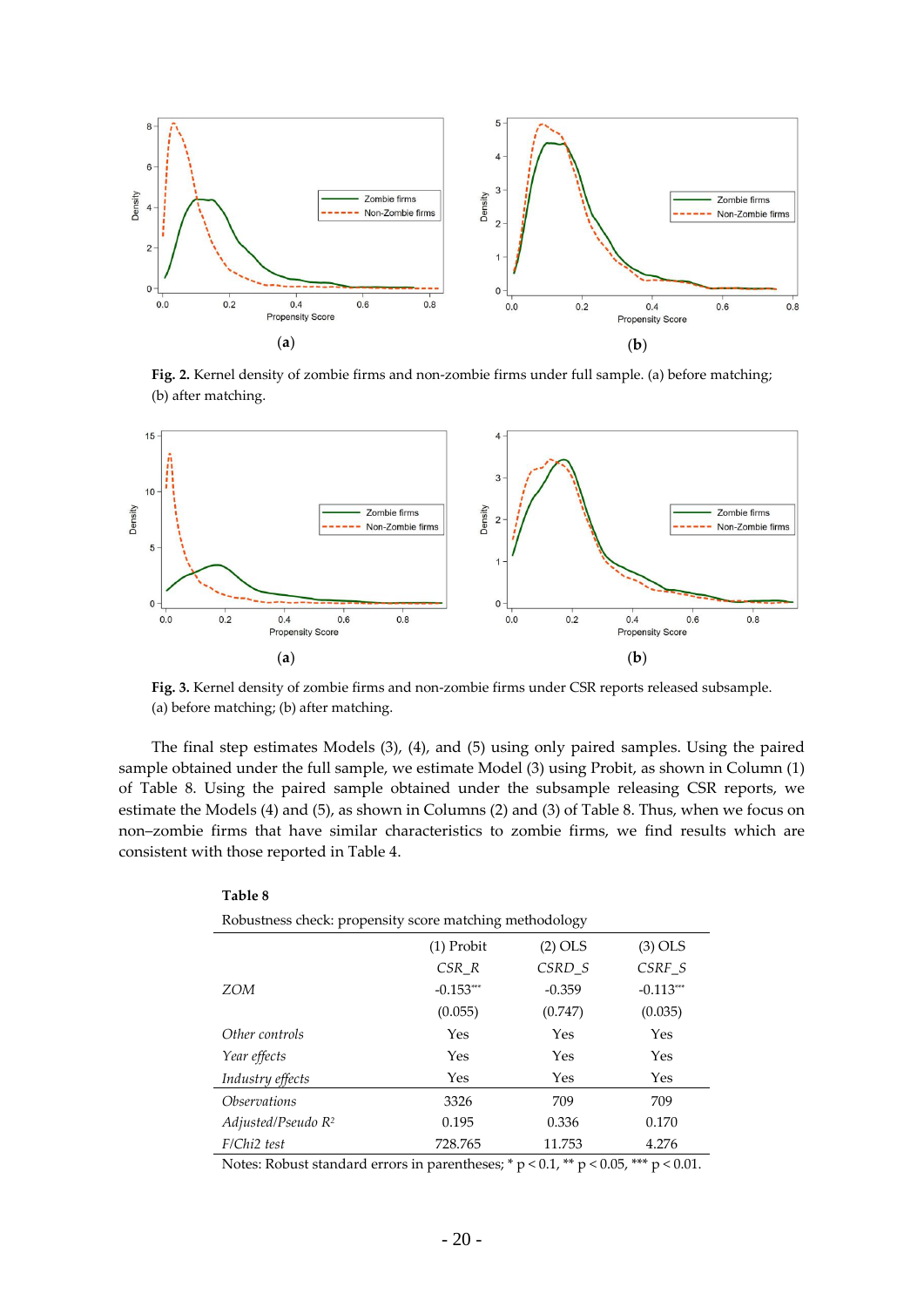**Fig. 2.** Kernel density of zombie firms and non-zombie firms under full sample. (a) before matching; (b) after matching.

**Fig. 3.** Kernel density of zombie firms and non-zombie firms under CSR reports released subsample. (a) before matching; (b) after matching.

The final step estimates Models (3), (4), and (5) using only paired samples. Using the paired sample obtained under the full sample, we estimate Model (3) using Probit, as shown in Column (1) of Table 8. Using the paired sample obtained under the subsample releasing CSR reports, we estimate the Models (4) and (5), as shown in Columns (2) and (3) of Table 8. Thus, when we focus on non–zombie firms that have similar characteristics to zombie firms, we find results which are consistent with those reported in Table 4.

**Table 8**

Robustness check: propensity score matching methodology

| | (1) Probit | (2) OLS | (3) OLS |
|---|---|---|---|
| | *CSR_R* | *CSRD_S* | *CSRF_S* |
| *ZOM* | -0.153*** | -0.359 | -0.113*** |
| | (0.055) | (0.747) | (0.035) |
| *Other controls* | Yes | Yes | Yes |
| *Year effects* | Yes | Yes | Yes |
| *Industry effects* | Yes | Yes | Yes |
| *Observations* | 3326 | 709 | 709 |
| *Adjusted/Pseudo $R^2$* | 0.195 | 0.336 | 0.170 |
| *F/Chi2 test* | 728.765 | 11.753 | 4.276 |

Notes: Robust standard errors in parentheses; * $p < 0.1$, ** $p < 0.05$, *** $p < 0.01$.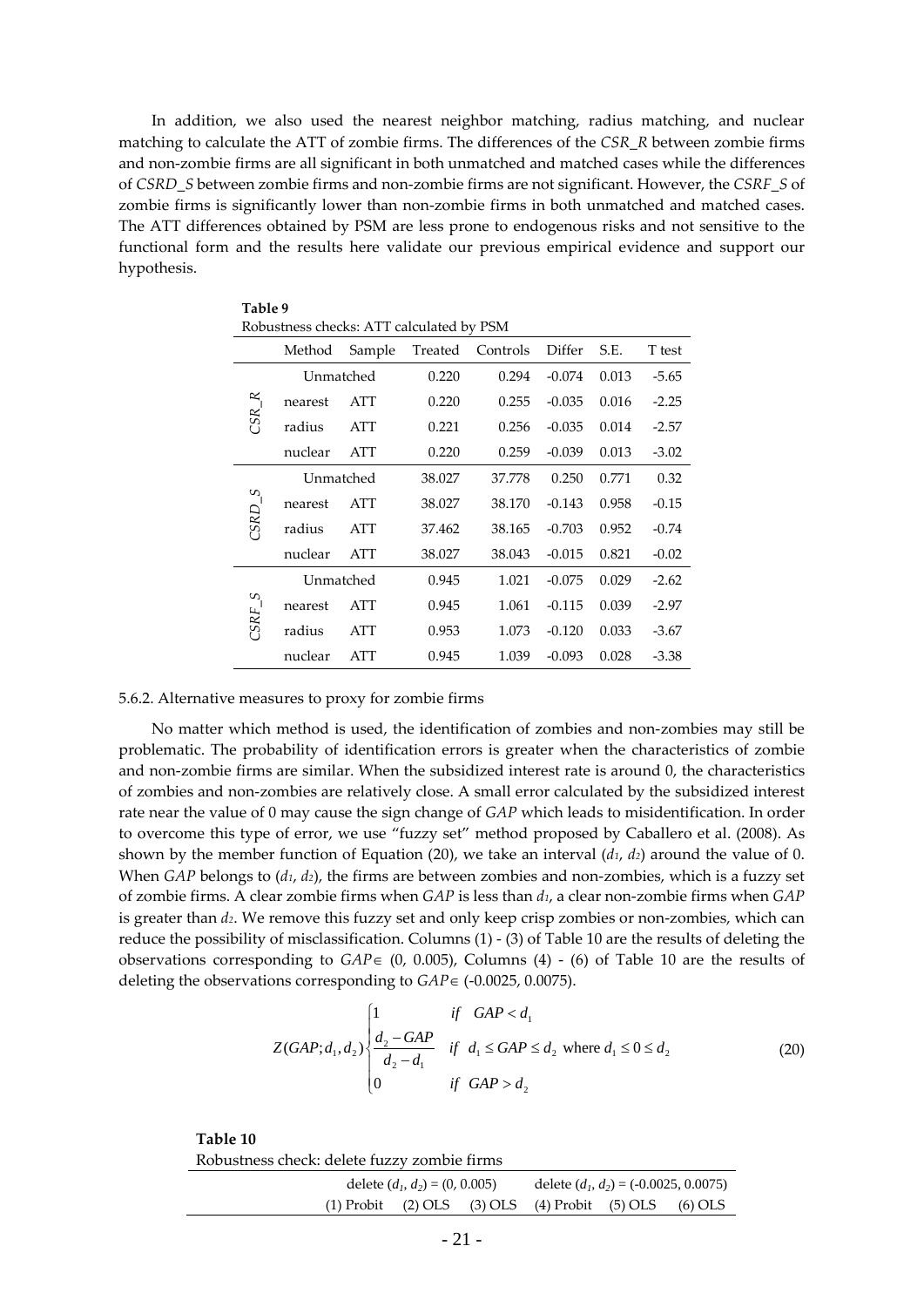In addition, we also used the nearest neighbor matching, radius matching, and nuclear matching to calculate the ATT of zombie firms. The differences of the *CSR_R* between zombie firms and non-zombie firms are all significant in both unmatched and matched cases while the differences of *CSRD_S* between zombie firms and non-zombie firms are not significant. However, the *CSRF_S* of zombie firms is significantly lower than non-zombie firms in both unmatched and matched cases. The ATT differences obtained by PSM are less prone to endogenous risks and not sensitive to the functional form and the results here validate our previous empirical evidence and support our hypothesis.

**Table 9**
Robustness checks: ATT calculated by PSM

| | Method | Sample | Treated | Controls | Differ | S.E. | T test |
|---|---|---|---|---|---|---|---|
| *CSR_R* | Unmatched | | 0.220 | 0.294 | -0.074 | 0.013 | -5.65 |
| | nearest | ATT | 0.220 | 0.255 | -0.035 | 0.016 | -2.25 |
| | radius | ATT | 0.221 | 0.256 | -0.035 | 0.014 | -2.57 |
| | nuclear | ATT | 0.220 | 0.259 | -0.039 | 0.013 | -3.02 |
| *CSRD_S* | Unmatched | | 38.027 | 37.778 | 0.250 | 0.771 | 0.32 |
| | nearest | ATT | 38.027 | 38.170 | -0.143 | 0.958 | -0.15 |
| | radius | ATT | 37.462 | 38.165 | -0.703 | 0.952 | -0.74 |
| | nuclear | ATT | 38.027 | 38.043 | -0.015 | 0.821 | -0.02 |
| *CSRF_S* | Unmatched | | 0.945 | 1.021 | -0.075 | 0.029 | -2.62 |
| | nearest | ATT | 0.945 | 1.061 | -0.115 | 0.039 | -2.97 |
| | radius | ATT | 0.953 | 1.073 | -0.120 | 0.033 | -3.67 |
| | nuclear | ATT | 0.945 | 1.039 | -0.093 | 0.028 | -3.38 |

5.6.2. Alternative measures to proxy for zombie firms

No matter which method is used, the identification of zombies and non-zombies may still be problematic. The probability of identification errors is greater when the characteristics of zombie and non-zombie firms are similar. When the subsidized interest rate is around 0, the characteristics of zombies and non-zombies are relatively close. A small error calculated by the subsidized interest rate near the value of 0 may cause the sign change of *GAP* which leads to misidentification. In order to overcome this type of error, we use "fuzzy set" method proposed by Caballero et al. (2008). As shown by the member function of Equation (20), we take an interval ($d_1$, $d_2$) around the value of 0. When *GAP* belongs to ($d_1$, $d_2$), the firms are between zombies and non-zombies, which is a fuzzy set of zombie firms. A clear zombie firms when *GAP* is less than $d_1$, a clear non-zombie firms when *GAP* is greater than $d_2$. We remove this fuzzy set and only keep crisp zombies or non-zombies, which can reduce the possibility of misclassification. Columns (1) - (3) of Table 10 are the results of deleting the observations corresponding to $GAP \in (0, 0.005)$, Columns (4) - (6) of Table 10 are the results of deleting the observations corresponding to $GAP \in (-0.0025, 0.0075)$.

$$Z(GAP; d_1, d_2)\begin{cases} 1 & if \quad GAP < d_1 \\ \dfrac{d_2 - GAP}{d_2 - d_1} & if \quad d_1 \leq GAP \leq d_2 \text{ where } d_1 \leq 0 \leq d_2 \\ 0 & if \quad GAP > d_2 \end{cases} \tag{20}$$

**Table 10**
Robustness check: delete fuzzy zombie firms

| | delete ($d_1$, $d_2$) = (0, 0.005) | | | delete ($d_1$, $d_2$) = (-0.0025, 0.0075) | | |
|---|---|---|---|---|---|---|
| | (1) Probit | (2) OLS | (3) OLS | (4) Probit | (5) OLS | (6) OLS |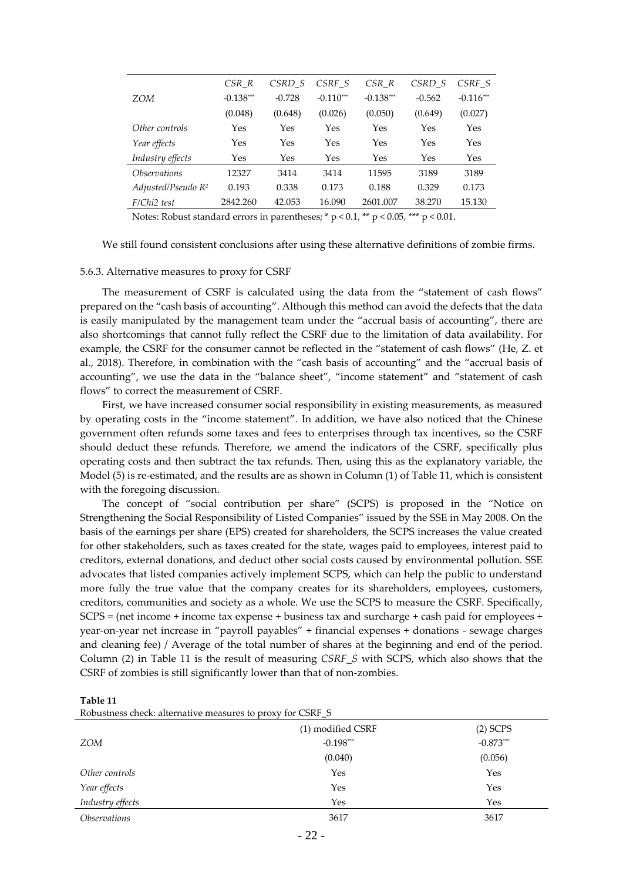| | *CSR_R* | *CSRD_S* | *CSRF_S* | *CSR_R* | *CSRD_S* | *CSRF_S* |
|---|---|---|---|---|---|---|
| *ZOM* | -0.138*** | -0.728 | -0.110*** | -0.138*** | -0.562 | -0.116*** |
| | (0.048) | (0.648) | (0.026) | (0.050) | (0.649) | (0.027) |
| *Other controls* | Yes | Yes | Yes | Yes | Yes | Yes |
| *Year effects* | Yes | Yes | Yes | Yes | Yes | Yes |
| *Industry effects* | Yes | Yes | Yes | Yes | Yes | Yes |
| *Observations* | 12327 | 3414 | 3414 | 11595 | 3189 | 3189 |
| *Adjusted/Pseudo $R^2$* | 0.193 | 0.338 | 0.173 | 0.188 | 0.329 | 0.173 |
| *F/Chi2 test* | 2842.260 | 42.053 | 16.090 | 2601.007 | 38.270 | 15.130 |

Notes: Robust standard errors in parentheses; * $p < 0.1$, ** $p < 0.05$, *** $p < 0.01$.

We still found consistent conclusions after using these alternative definitions of zombie firms.

5.6.3. Alternative measures to proxy for CSRF

The measurement of CSRF is calculated using the data from the "statement of cash flows" prepared on the "cash basis of accounting". Although this method can avoid the defects that the data is easily manipulated by the management team under the "accrual basis of accounting", there are also shortcomings that cannot fully reflect the CSRF due to the limitation of data availability. For example, the CSRF for the consumer cannot be reflected in the "statement of cash flows" (He, Z. et al., 2018). Therefore, in combination with the "cash basis of accounting" and the "accrual basis of accounting", we use the data in the "balance sheet", "income statement" and "statement of cash flows" to correct the measurement of CSRF.

First, we have increased consumer social responsibility in existing measurements, as measured by operating costs in the "income statement". In addition, we have also noticed that the Chinese government often refunds some taxes and fees to enterprises through tax incentives, so the CSRF should deduct these refunds. Therefore, we amend the indicators of the CSRF, specifically plus operating costs and then subtract the tax refunds. Then, using this as the explanatory variable, the Model (5) is re-estimated, and the results are as shown in Column (1) of Table 11, which is consistent with the foregoing discussion.

The concept of "social contribution per share" (SCPS) is proposed in the "Notice on Strengthening the Social Responsibility of Listed Companies" issued by the SSE in May 2008. On the basis of the earnings per share (EPS) created for shareholders, the SCPS increases the value created for other stakeholders, such as taxes created for the state, wages paid to employees, interest paid to creditors, external donations, and deduct other social costs caused by environmental pollution. SSE advocates that listed companies actively implement SCPS, which can help the public to understand more fully the true value that the company creates for its shareholders, employees, customers, creditors, communities and society as a whole. We use the SCPS to measure the CSRF. Specifically, SCPS = (net income + income tax expense + business tax and surcharge + cash paid for employees + year-on-year net increase in "payroll payables" + financial expenses + donations - sewage charges and cleaning fee) / Average of the total number of shares at the beginning and end of the period. Column (2) in Table 11 is the result of measuring *CSRF_S* with SCPS, which also shows that the CSRF of zombies is still significantly lower than that of non-zombies.

**Table 11**
Robustness check: alternative measures to proxy for CSRF_S

| | (1) modified CSRF | (2) SCPS |
|---|---|---|
| *ZOM* | -0.198*** | -0.873*** |
| | (0.040) | (0.056) |
| *Other controls* | Yes | Yes |
| *Year effects* | Yes | Yes |
| *Industry effects* | Yes | Yes |
| *Observations* | 3617 | 3617 |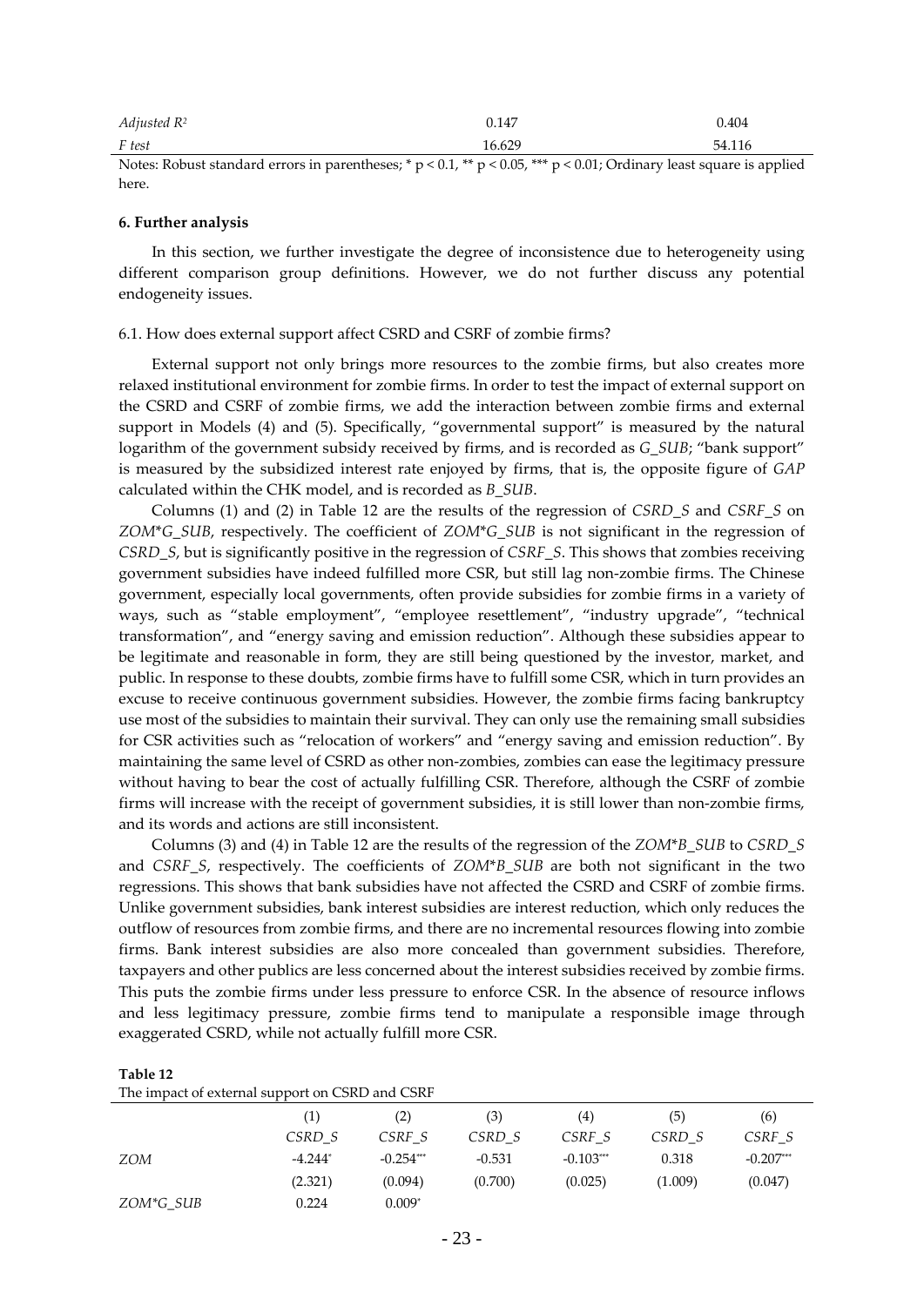| | | |
|---|---|---|
| *Adjusted $R^2$* | 0.147 | 0.404 |
| *F test* | 16.629 | 54.116 |

Notes: Robust standard errors in parentheses; * $p < 0.1$, ** $p < 0.05$, *** $p < 0.01$; Ordinary least square is applied here.

**6. Further analysis**

In this section, we further investigate the degree of inconsistence due to heterogeneity using different comparison group definitions. However, we do not further discuss any potential endogeneity issues.

6.1. How does external support affect CSRD and CSRF of zombie firms?

External support not only brings more resources to the zombie firms, but also creates more relaxed institutional environment for zombie firms. In order to test the impact of external support on the CSRD and CSRF of zombie firms, we add the interaction between zombie firms and external support in Models (4) and (5). Specifically, "governmental support" is measured by the natural logarithm of the government subsidy received by firms, and is recorded as *G_SUB*; "bank support" is measured by the subsidized interest rate enjoyed by firms, that is, the opposite figure of *GAP* calculated within the CHK model, and is recorded as *B_SUB*.

Columns (1) and (2) in Table 12 are the results of the regression of *CSRD_S* and *CSRF_S* on *ZOM*G_SUB*, respectively. The coefficient of *ZOM*G_SUB* is not significant in the regression of *CSRD_S*, but is significantly positive in the regression of *CSRF_S*. This shows that zombies receiving government subsidies have indeed fulfilled more CSR, but still lag non-zombie firms. The Chinese government, especially local governments, often provide subsidies for zombie firms in a variety of ways, such as "stable employment", "employee resettlement", "industry upgrade", "technical transformation", and "energy saving and emission reduction". Although these subsidies appear to be legitimate and reasonable in form, they are still being questioned by the investor, market, and public. In response to these doubts, zombie firms have to fulfill some CSR, which in turn provides an excuse to receive continuous government subsidies. However, the zombie firms facing bankruptcy use most of the subsidies to maintain their survival. They can only use the remaining small subsidies for CSR activities such as "relocation of workers" and "energy saving and emission reduction". By maintaining the same level of CSRD as other non-zombies, zombies can ease the legitimacy pressure without having to bear the cost of actually fulfilling CSR. Therefore, although the CSRF of zombie firms will increase with the receipt of government subsidies, it is still lower than non-zombie firms, and its words and actions are still inconsistent.

Columns (3) and (4) in Table 12 are the results of the regression of the *ZOM*B_SUB* to *CSRD_S* and *CSRF_S*, respectively. The coefficients of *ZOM*B_SUB* are both not significant in the two regressions. This shows that bank subsidies have not affected the CSRD and CSRF of zombie firms. Unlike government subsidies, bank interest subsidies are interest reduction, which only reduces the outflow of resources from zombie firms, and there are no incremental resources flowing into zombie firms. Bank interest subsidies are also more concealed than government subsidies. Therefore, taxpayers and other publics are less concerned about the interest subsidies received by zombie firms. This puts the zombie firms under less pressure to enforce CSR. In the absence of resource inflows and less legitimacy pressure, zombie firms tend to manipulate a responsible image through exaggerated CSRD, while not actually fulfill more CSR.

**Table 12**
The impact of external support on CSRD and CSRF

| | (1) | (2) | (3) | (4) | (5) | (6) |
|---|---|---|---|---|---|---|
| | *CSRD_S* | *CSRF_S* | *CSRD_S* | *CSRF_S* | *CSRD_S* | *CSRF_S* |
| *ZOM* | -4.244* | -0.254*** | -0.531 | -0.103*** | 0.318 | -0.207*** |
| | (2.321) | (0.094) | (0.700) | (0.025) | (1.009) | (0.047) |
| *ZOM*G_SUB* | 0.224 | 0.009* | | | | |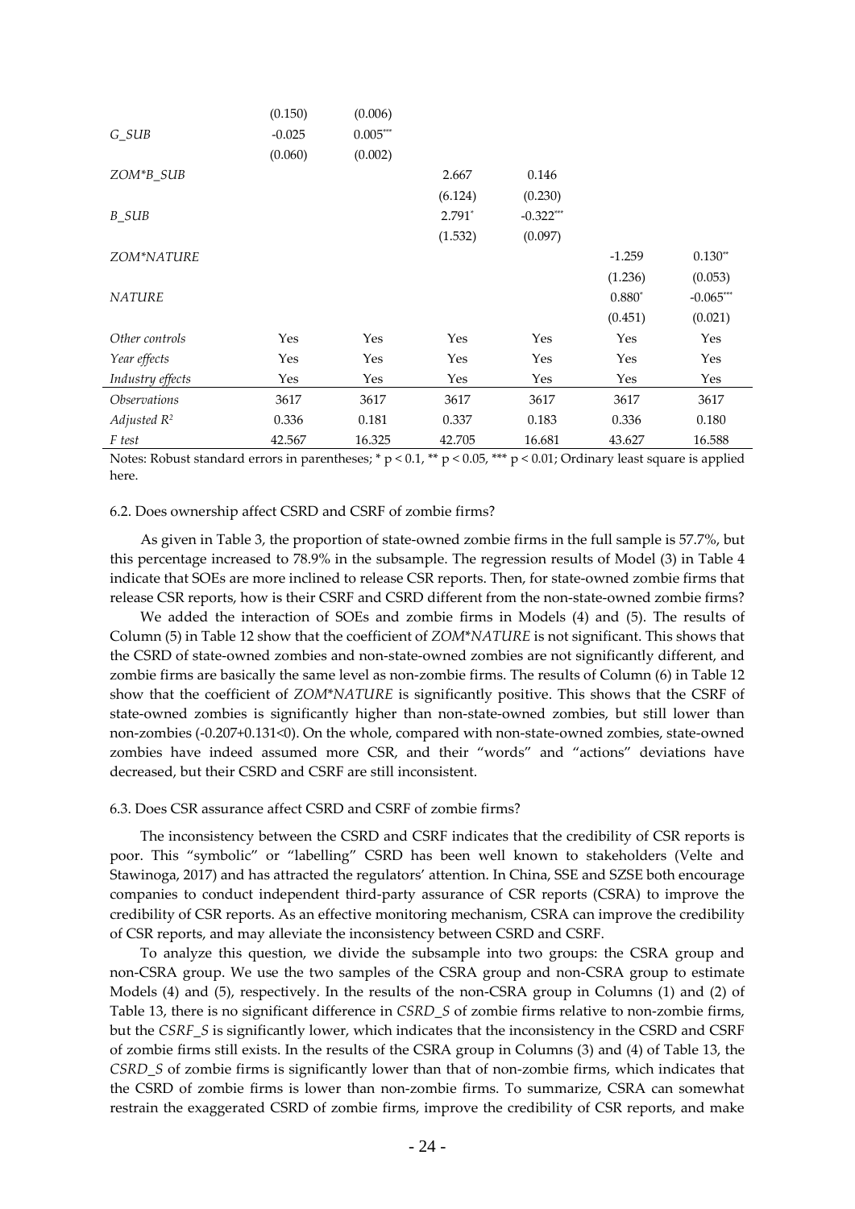| | (1) | (2) | (3) | (4) | (5) | (6) |
|---|---|---|---|---|---|---|
| | (0.150) | (0.006) | | | | |
| *G_SUB* | -0.025 | 0.005*** | | | | |
| | (0.060) | (0.002) | | | | |
| *ZOM*B_SUB* | | | 2.667 | 0.146 | | |
| | | | (6.124) | (0.230) | | |
| *B_SUB* | | | 2.791* | -0.322*** | | |
| | | | (1.532) | (0.097) | | |
| *ZOM*NATURE* | | | | | -1.259 | 0.130** |
| | | | | | (1.236) | (0.053) |
| *NATURE* | | | | | 0.880* | -0.065*** |
| | | | | | (0.451) | (0.021) |
| *Other controls* | Yes | Yes | Yes | Yes | Yes | Yes |
| *Year effects* | Yes | Yes | Yes | Yes | Yes | Yes |
| *Industry effects* | Yes | Yes | Yes | Yes | Yes | Yes |
| *Observations* | 3617 | 3617 | 3617 | 3617 | 3617 | 3617 |
| *Adjusted* $R^2$ | 0.336 | 0.181 | 0.337 | 0.183 | 0.336 | 0.180 |
| *F test* | 42.567 | 16.325 | 42.705 | 16.681 | 43.627 | 16.588 |

Notes: Robust standard errors in parentheses; * $p < 0.1$, ** $p < 0.05$, *** $p < 0.01$; Ordinary least square is applied here.

### 6.2. Does ownership affect CSRD and CSRF of zombie firms?

As given in Table 3, the proportion of state-owned zombie firms in the full sample is 57.7%, but this percentage increased to 78.9% in the subsample. The regression results of Model (3) in Table 4 indicate that SOEs are more inclined to release CSR reports. Then, for state-owned zombie firms that release CSR reports, how is their CSRF and CSRD different from the non-state-owned zombie firms?

We added the interaction of SOEs and zombie firms in Models (4) and (5). The results of Column (5) in Table 12 show that the coefficient of *ZOM*NATURE* is not significant. This shows that the CSRD of state-owned zombies and non-state-owned zombies are not significantly different, and zombie firms are basically the same level as non-zombie firms. The results of Column (6) in Table 12 show that the coefficient of *ZOM*NATURE* is significantly positive. This shows that the CSRF of state-owned zombies is significantly higher than non-state-owned zombies, but still lower than non-zombies (-0.207+0.131<0). On the whole, compared with non-state-owned zombies, state-owned zombies have indeed assumed more CSR, and their "words" and "actions" deviations have decreased, but their CSRD and CSRF are still inconsistent.

### 6.3. Does CSR assurance affect CSRD and CSRF of zombie firms?

The inconsistency between the CSRD and CSRF indicates that the credibility of CSR reports is poor. This "symbolic" or "labelling" CSRD has been well known to stakeholders (Velte and Stawinoga, 2017) and has attracted the regulators' attention. In China, SSE and SZSE both encourage companies to conduct independent third-party assurance of CSR reports (CSRA) to improve the credibility of CSR reports. As an effective monitoring mechanism, CSRA can improve the credibility of CSR reports, and may alleviate the inconsistency between CSRD and CSRF.

To analyze this question, we divide the subsample into two groups: the CSRA group and non-CSRA group. We use the two samples of the CSRA group and non-CSRA group to estimate Models (4) and (5), respectively. In the results of the non-CSRA group in Columns (1) and (2) of Table 13, there is no significant difference in *CSRD_S* of zombie firms relative to non-zombie firms, but the *CSRF_S* is significantly lower, which indicates that the inconsistency in the CSRD and CSRF of zombie firms still exists. In the results of the CSRA group in Columns (3) and (4) of Table 13, the *CSRD_S* of zombie firms is significantly lower than that of non-zombie firms, which indicates that the CSRD of zombie firms is lower than non-zombie firms. To summarize, CSRA can somewhat restrain the exaggerated CSRD of zombie firms, improve the credibility of CSR reports, and make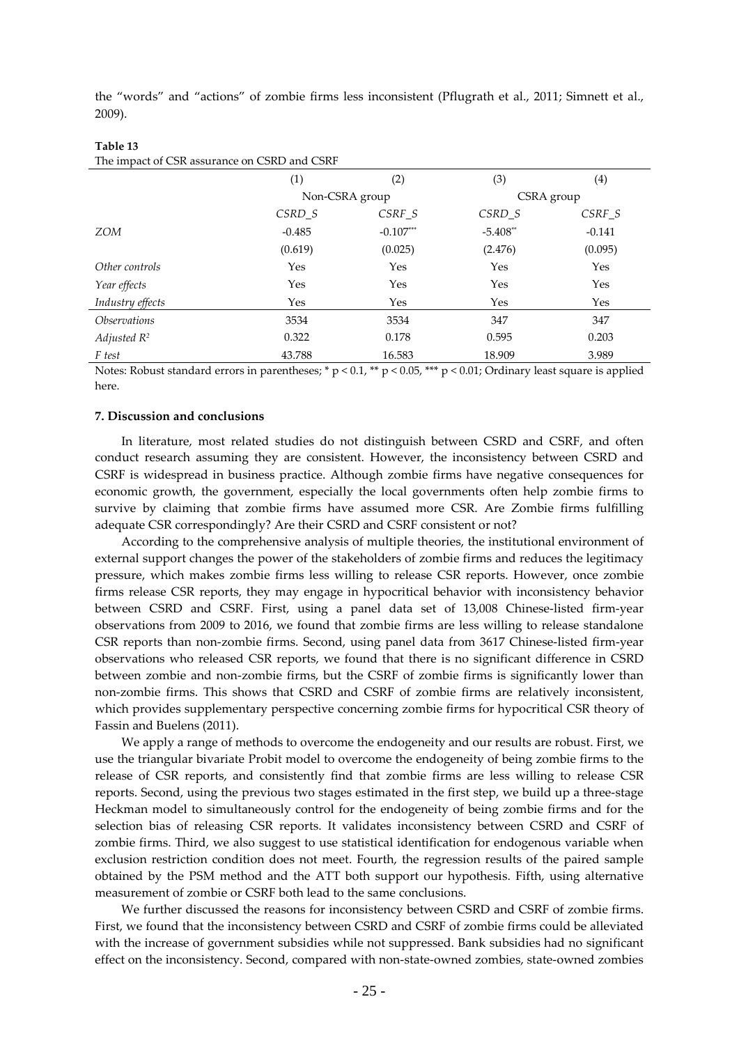the "words" and "actions" of zombie firms less inconsistent (Pflugrath et al., 2011; Simnett et al., 2009).

**Table 13**

The impact of CSR assurance on CSRD and CSRF

| | (1) | (2) | (3) | (4) |
|---|---|---|---|---|
| | Non-CSRA group | | CSRA group | |
| | *CSRD_S* | *CSRF_S* | *CSRD_S* | *CSRF_S* |
| *ZOM* | -0.485 | -0.107*** | -5.408** | -0.141 |
| | (0.619) | (0.025) | (2.476) | (0.095) |
| *Other controls* | Yes | Yes | Yes | Yes |
| *Year effects* | Yes | Yes | Yes | Yes |
| *Industry effects* | Yes | Yes | Yes | Yes |
| *Observations* | 3534 | 3534 | 347 | 347 |
| *Adjusted $R^2$* | 0.322 | 0.178 | 0.595 | 0.203 |
| *F test* | 43.788 | 16.583 | 18.909 | 3.989 |

Notes: Robust standard errors in parentheses; * $p < 0.1$, ** $p < 0.05$, *** $p < 0.01$; Ordinary least square is applied here.

### 7. Discussion and conclusions

In literature, most related studies do not distinguish between CSRD and CSRF, and often conduct research assuming they are consistent. However, the inconsistency between CSRD and CSRF is widespread in business practice. Although zombie firms have negative consequences for economic growth, the government, especially the local governments often help zombie firms to survive by claiming that zombie firms have assumed more CSR. Are Zombie firms fulfilling adequate CSR correspondingly? Are their CSRD and CSRF consistent or not?

According to the comprehensive analysis of multiple theories, the institutional environment of external support changes the power of the stakeholders of zombie firms and reduces the legitimacy pressure, which makes zombie firms less willing to release CSR reports. However, once zombie firms release CSR reports, they may engage in hypocritical behavior with inconsistency behavior between CSRD and CSRF. First, using a panel data set of 13,008 Chinese-listed firm-year observations from 2009 to 2016, we found that zombie firms are less willing to release standalone CSR reports than non-zombie firms. Second, using panel data from 3617 Chinese-listed firm-year observations who released CSR reports, we found that there is no significant difference in CSRD between zombie and non-zombie firms, but the CSRF of zombie firms is significantly lower than non-zombie firms. This shows that CSRD and CSRF of zombie firms are relatively inconsistent, which provides supplementary perspective concerning zombie firms for hypocritical CSR theory of Fassin and Buelens (2011).

We apply a range of methods to overcome the endogeneity and our results are robust. First, we use the triangular bivariate Probit model to overcome the endogeneity of being zombie firms to the release of CSR reports, and consistently find that zombie firms are less willing to release CSR reports. Second, using the previous two stages estimated in the first step, we build up a three-stage Heckman model to simultaneously control for the endogeneity of being zombie firms and for the selection bias of releasing CSR reports. It validates inconsistency between CSRD and CSRF of zombie firms. Third, we also suggest to use statistical identification for endogenous variable when exclusion restriction condition does not meet. Fourth, the regression results of the paired sample obtained by the PSM method and the ATT both support our hypothesis. Fifth, using alternative measurement of zombie or CSRF both lead to the same conclusions.

We further discussed the reasons for inconsistency between CSRD and CSRF of zombie firms. First, we found that the inconsistency between CSRD and CSRF of zombie firms could be alleviated with the increase of government subsidies while not suppressed. Bank subsidies had no significant effect on the inconsistency. Second, compared with non-state-owned zombies, state-owned zombies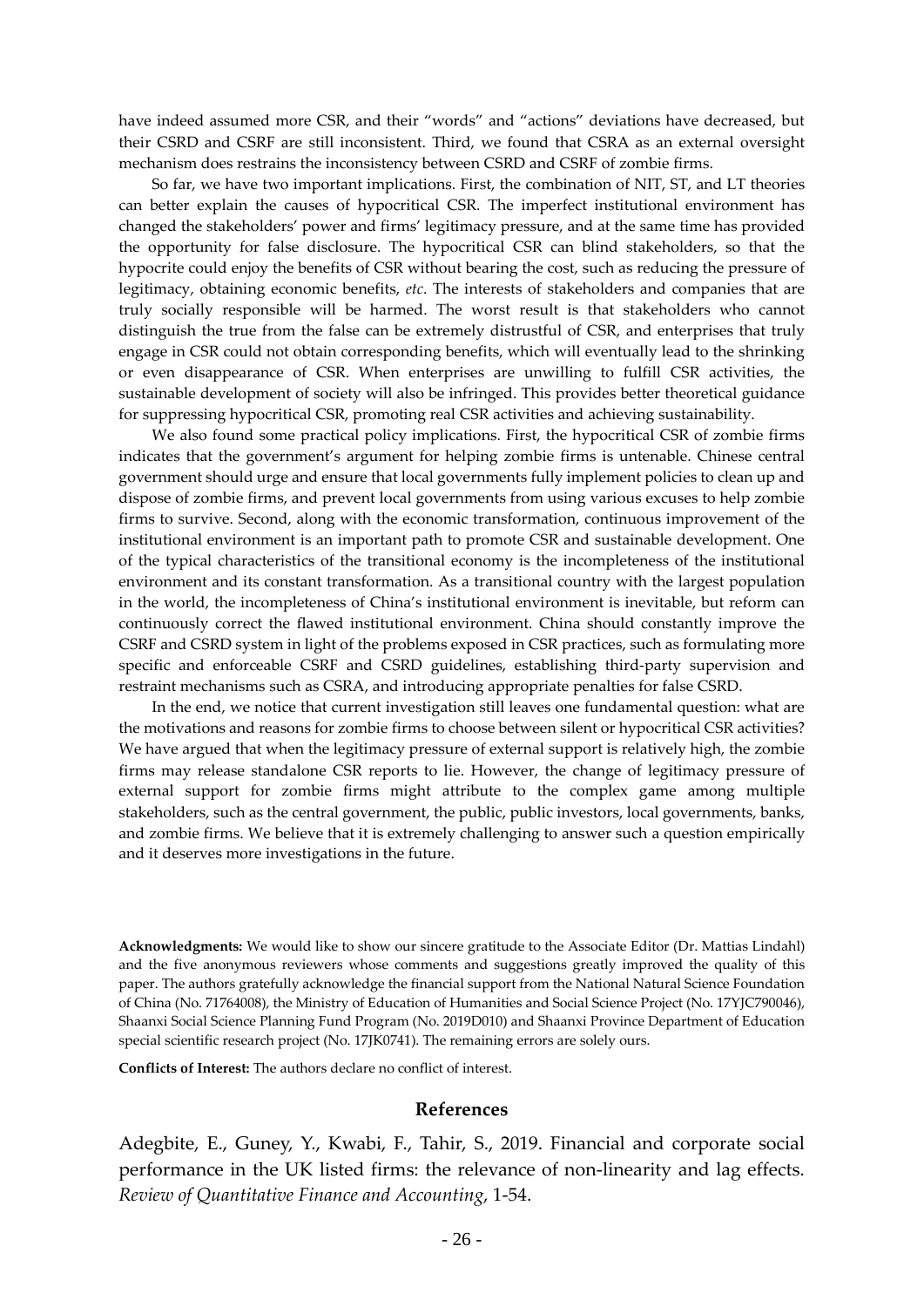have indeed assumed more CSR, and their "words" and "actions" deviations have decreased, but their CSRD and CSRF are still inconsistent. Third, we found that CSRA as an external oversight mechanism does restrains the inconsistency between CSRD and CSRF of zombie firms.

So far, we have two important implications. First, the combination of NIT, ST, and LT theories can better explain the causes of hypocritical CSR. The imperfect institutional environment has changed the stakeholders' power and firms' legitimacy pressure, and at the same time has provided the opportunity for false disclosure. The hypocritical CSR can blind stakeholders, so that the hypocrite could enjoy the benefits of CSR without bearing the cost, such as reducing the pressure of legitimacy, obtaining economic benefits, *etc*. The interests of stakeholders and companies that are truly socially responsible will be harmed. The worst result is that stakeholders who cannot distinguish the true from the false can be extremely distrustful of CSR, and enterprises that truly engage in CSR could not obtain corresponding benefits, which will eventually lead to the shrinking or even disappearance of CSR. When enterprises are unwilling to fulfill CSR activities, the sustainable development of society will also be infringed. This provides better theoretical guidance for suppressing hypocritical CSR, promoting real CSR activities and achieving sustainability.

We also found some practical policy implications. First, the hypocritical CSR of zombie firms indicates that the government's argument for helping zombie firms is untenable. Chinese central government should urge and ensure that local governments fully implement policies to clean up and dispose of zombie firms, and prevent local governments from using various excuses to help zombie firms to survive. Second, along with the economic transformation, continuous improvement of the institutional environment is an important path to promote CSR and sustainable development. One of the typical characteristics of the transitional economy is the incompleteness of the institutional environment and its constant transformation. As a transitional country with the largest population in the world, the incompleteness of China's institutional environment is inevitable, but reform can continuously correct the flawed institutional environment. China should constantly improve the CSRF and CSRD system in light of the problems exposed in CSR practices, such as formulating more specific and enforceable CSRF and CSRD guidelines, establishing third-party supervision and restraint mechanisms such as CSRA, and introducing appropriate penalties for false CSRD.

In the end, we notice that current investigation still leaves one fundamental question: what are the motivations and reasons for zombie firms to choose between silent or hypocritical CSR activities? We have argued that when the legitimacy pressure of external support is relatively high, the zombie firms may release standalone CSR reports to lie. However, the change of legitimacy pressure of external support for zombie firms might attribute to the complex game among multiple stakeholders, such as the central government, the public, public investors, local governments, banks, and zombie firms. We believe that it is extremely challenging to answer such a question empirically and it deserves more investigations in the future.

**Acknowledgments:** We would like to show our sincere gratitude to the Associate Editor (Dr. Mattias Lindahl) and the five anonymous reviewers whose comments and suggestions greatly improved the quality of this paper. The authors gratefully acknowledge the financial support from the National Natural Science Foundation of China (No. 71764008), the Ministry of Education of Humanities and Social Science Project (No. 17YJC790046), Shaanxi Social Science Planning Fund Program (No. 2019D010) and Shaanxi Province Department of Education special scientific research project (No. 17JK0741). The remaining errors are solely ours.

**Conflicts of Interest:** The authors declare no conflict of interest.

## References

Adegbite, E., Guney, Y., Kwabi, F., Tahir, S., 2019. Financial and corporate social performance in the UK listed firms: the relevance of non-linearity and lag effects. *Review of Quantitative Finance and Accounting*, 1-54.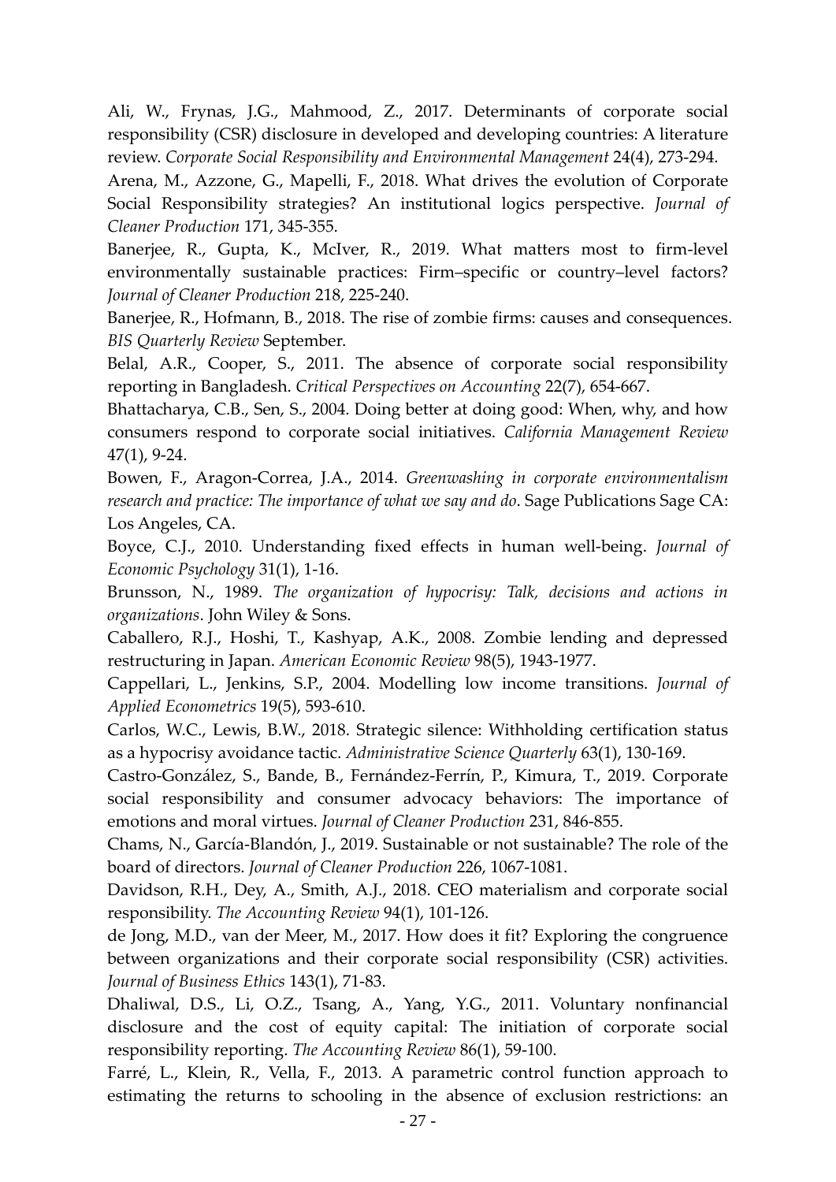Ali, W., Frynas, J.G., Mahmood, Z., 2017. Determinants of corporate social responsibility (CSR) disclosure in developed and developing countries: A literature review. *Corporate Social Responsibility and Environmental Management* 24(4), 273-294.

Arena, M., Azzone, G., Mapelli, F., 2018. What drives the evolution of Corporate Social Responsibility strategies? An institutional logics perspective. *Journal of Cleaner Production* 171, 345-355.

Banerjee, R., Gupta, K., McIver, R., 2019. What matters most to firm-level environmentally sustainable practices: Firm–specific or country–level factors? *Journal of Cleaner Production* 218, 225-240.

Banerjee, R., Hofmann, B., 2018. The rise of zombie firms: causes and consequences. *BIS Quarterly Review* September.

Belal, A.R., Cooper, S., 2011. The absence of corporate social responsibility reporting in Bangladesh. *Critical Perspectives on Accounting* 22(7), 654-667.

Bhattacharya, C.B., Sen, S., 2004. Doing better at doing good: When, why, and how consumers respond to corporate social initiatives. *California Management Review* 47(1), 9-24.

Bowen, F., Aragon-Correa, J.A., 2014. *Greenwashing in corporate environmentalism research and practice: The importance of what we say and do*. Sage Publications Sage CA: Los Angeles, CA.

Boyce, C.J., 2010. Understanding fixed effects in human well-being. *Journal of Economic Psychology* 31(1), 1-16.

Brunsson, N., 1989. *The organization of hypocrisy: Talk, decisions and actions in organizations*. John Wiley & Sons.

Caballero, R.J., Hoshi, T., Kashyap, A.K., 2008. Zombie lending and depressed restructuring in Japan. *American Economic Review* 98(5), 1943-1977.

Cappellari, L., Jenkins, S.P., 2004. Modelling low income transitions. *Journal of Applied Econometrics* 19(5), 593-610.

Carlos, W.C., Lewis, B.W., 2018. Strategic silence: Withholding certification status as a hypocrisy avoidance tactic. *Administrative Science Quarterly* 63(1), 130-169.

Castro-González, S., Bande, B., Fernández-Ferrín, P., Kimura, T., 2019. Corporate social responsibility and consumer advocacy behaviors: The importance of emotions and moral virtues. *Journal of Cleaner Production* 231, 846-855.

Chams, N., García-Blandón, J., 2019. Sustainable or not sustainable? The role of the board of directors. *Journal of Cleaner Production* 226, 1067-1081.

Davidson, R.H., Dey, A., Smith, A.J., 2018. CEO materialism and corporate social responsibility. *The Accounting Review* 94(1), 101-126.

de Jong, M.D., van der Meer, M., 2017. How does it fit? Exploring the congruence between organizations and their corporate social responsibility (CSR) activities. *Journal of Business Ethics* 143(1), 71-83.

Dhaliwal, D.S., Li, O.Z., Tsang, A., Yang, Y.G., 2011. Voluntary nonfinancial disclosure and the cost of equity capital: The initiation of corporate social responsibility reporting. *The Accounting Review* 86(1), 59-100.

Farré, L., Klein, R., Vella, F., 2013. A parametric control function approach to estimating the returns to schooling in the absence of exclusion restrictions: an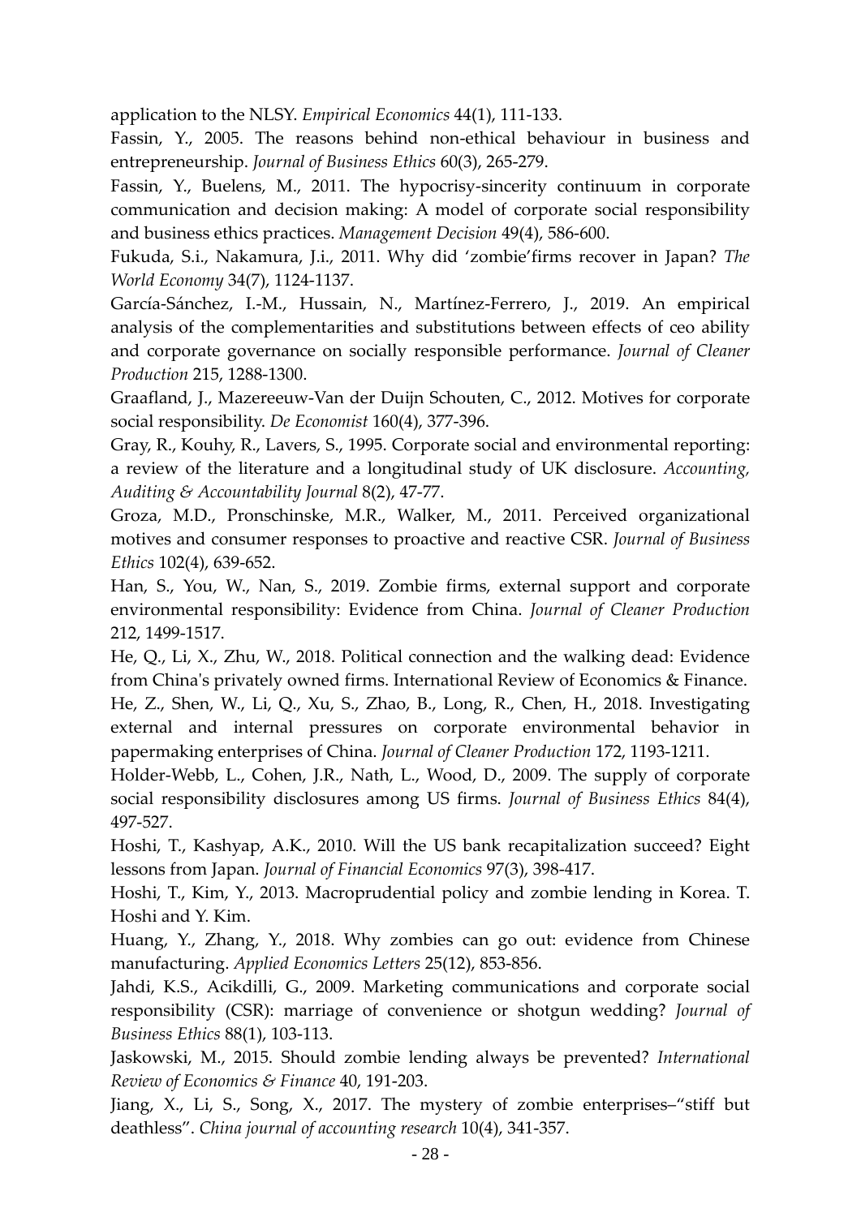application to the NLSY. *Empirical Economics* 44(1), 111-133.

Fassin, Y., 2005. The reasons behind non-ethical behaviour in business and entrepreneurship. *Journal of Business Ethics* 60(3), 265-279.

Fassin, Y., Buelens, M., 2011. The hypocrisy-sincerity continuum in corporate communication and decision making: A model of corporate social responsibility and business ethics practices. *Management Decision* 49(4), 586-600.

Fukuda, S.i., Nakamura, J.i., 2011. Why did 'zombie'firms recover in Japan? *The World Economy* 34(7), 1124-1137.

García-Sánchez, I.-M., Hussain, N., Martínez-Ferrero, J., 2019. An empirical analysis of the complementarities and substitutions between effects of ceo ability and corporate governance on socially responsible performance. *Journal of Cleaner Production* 215, 1288-1300.

Graafland, J., Mazereeuw-Van der Duijn Schouten, C., 2012. Motives for corporate social responsibility. *De Economist* 160(4), 377-396.

Gray, R., Kouhy, R., Lavers, S., 1995. Corporate social and environmental reporting: a review of the literature and a longitudinal study of UK disclosure. *Accounting, Auditing & Accountability Journal* 8(2), 47-77.

Groza, M.D., Pronschinske, M.R., Walker, M., 2011. Perceived organizational motives and consumer responses to proactive and reactive CSR. *Journal of Business Ethics* 102(4), 639-652.

Han, S., You, W., Nan, S., 2019. Zombie firms, external support and corporate environmental responsibility: Evidence from China. *Journal of Cleaner Production* 212, 1499-1517.

He, Q., Li, X., Zhu, W., 2018. Political connection and the walking dead: Evidence from China's privately owned firms. International Review of Economics & Finance.

He, Z., Shen, W., Li, Q., Xu, S., Zhao, B., Long, R., Chen, H., 2018. Investigating external and internal pressures on corporate environmental behavior in papermaking enterprises of China. *Journal of Cleaner Production* 172, 1193-1211.

Holder-Webb, L., Cohen, J.R., Nath, L., Wood, D., 2009. The supply of corporate social responsibility disclosures among US firms. *Journal of Business Ethics* 84(4), 497-527.

Hoshi, T., Kashyap, A.K., 2010. Will the US bank recapitalization succeed? Eight lessons from Japan. *Journal of Financial Economics* 97(3), 398-417.

Hoshi, T., Kim, Y., 2013. Macroprudential policy and zombie lending in Korea. T. Hoshi and Y. Kim.

Huang, Y., Zhang, Y., 2018. Why zombies can go out: evidence from Chinese manufacturing. *Applied Economics Letters* 25(12), 853-856.

Jahdi, K.S., Acikdilli, G., 2009. Marketing communications and corporate social responsibility (CSR): marriage of convenience or shotgun wedding? *Journal of Business Ethics* 88(1), 103-113.

Jaskowski, M., 2015. Should zombie lending always be prevented? *International Review of Economics & Finance* 40, 191-203.

Jiang, X., Li, S., Song, X., 2017. The mystery of zombie enterprises–"stiff but deathless". *China journal of accounting research* 10(4), 341-357.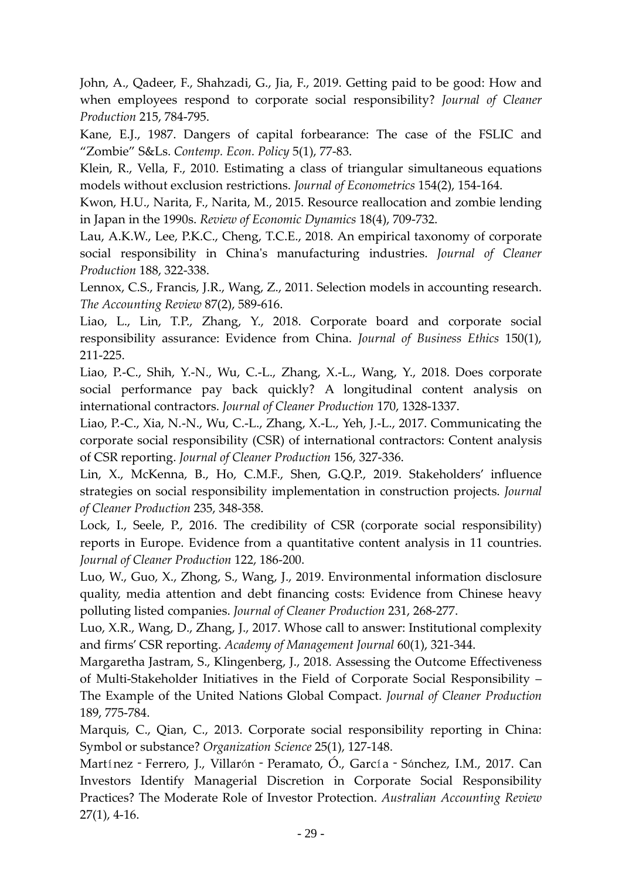John, A., Qadeer, F., Shahzadi, G., Jia, F., 2019. Getting paid to be good: How and when employees respond to corporate social responsibility? *Journal of Cleaner Production* 215, 784-795.

Kane, E.J., 1987. Dangers of capital forbearance: The case of the FSLIC and "Zombie" S&Ls. *Contemp. Econ. Policy* 5(1), 77-83.

Klein, R., Vella, F., 2010. Estimating a class of triangular simultaneous equations models without exclusion restrictions. *Journal of Econometrics* 154(2), 154-164.

Kwon, H.U., Narita, F., Narita, M., 2015. Resource reallocation and zombie lending in Japan in the 1990s. *Review of Economic Dynamics* 18(4), 709-732.

Lau, A.K.W., Lee, P.K.C., Cheng, T.C.E., 2018. An empirical taxonomy of corporate social responsibility in China's manufacturing industries. *Journal of Cleaner Production* 188, 322-338.

Lennox, C.S., Francis, J.R., Wang, Z., 2011. Selection models in accounting research. *The Accounting Review* 87(2), 589-616.

Liao, L., Lin, T.P., Zhang, Y., 2018. Corporate board and corporate social responsibility assurance: Evidence from China. *Journal of Business Ethics* 150(1), 211-225.

Liao, P.-C., Shih, Y.-N., Wu, C.-L., Zhang, X.-L., Wang, Y., 2018. Does corporate social performance pay back quickly? A longitudinal content analysis on international contractors. *Journal of Cleaner Production* 170, 1328-1337.

Liao, P.-C., Xia, N.-N., Wu, C.-L., Zhang, X.-L., Yeh, J.-L., 2017. Communicating the corporate social responsibility (CSR) of international contractors: Content analysis of CSR reporting. *Journal of Cleaner Production* 156, 327-336.

Lin, X., McKenna, B., Ho, C.M.F., Shen, G.Q.P., 2019. Stakeholders' influence strategies on social responsibility implementation in construction projects. *Journal of Cleaner Production* 235, 348-358.

Lock, I., Seele, P., 2016. The credibility of CSR (corporate social responsibility) reports in Europe. Evidence from a quantitative content analysis in 11 countries. *Journal of Cleaner Production* 122, 186-200.

Luo, W., Guo, X., Zhong, S., Wang, J., 2019. Environmental information disclosure quality, media attention and debt financing costs: Evidence from Chinese heavy polluting listed companies. *Journal of Cleaner Production* 231, 268-277.

Luo, X.R., Wang, D., Zhang, J., 2017. Whose call to answer: Institutional complexity and firms' CSR reporting. *Academy of Management Journal* 60(1), 321-344.

Margaretha Jastram, S., Klingenberg, J., 2018. Assessing the Outcome Effectiveness of Multi-Stakeholder Initiatives in the Field of Corporate Social Responsibility – The Example of the United Nations Global Compact. *Journal of Cleaner Production* 189, 775-784.

Marquis, C., Qian, C., 2013. Corporate social responsibility reporting in China: Symbol or substance? *Organization Science* 25(1), 127-148.

Martínez‐Ferrero, J., Villarón‐Peramato, Ó., García‐Sánchez, I.M., 2017. Can Investors Identify Managerial Discretion in Corporate Social Responsibility Practices? The Moderate Role of Investor Protection. *Australian Accounting Review* 27(1), 4-16.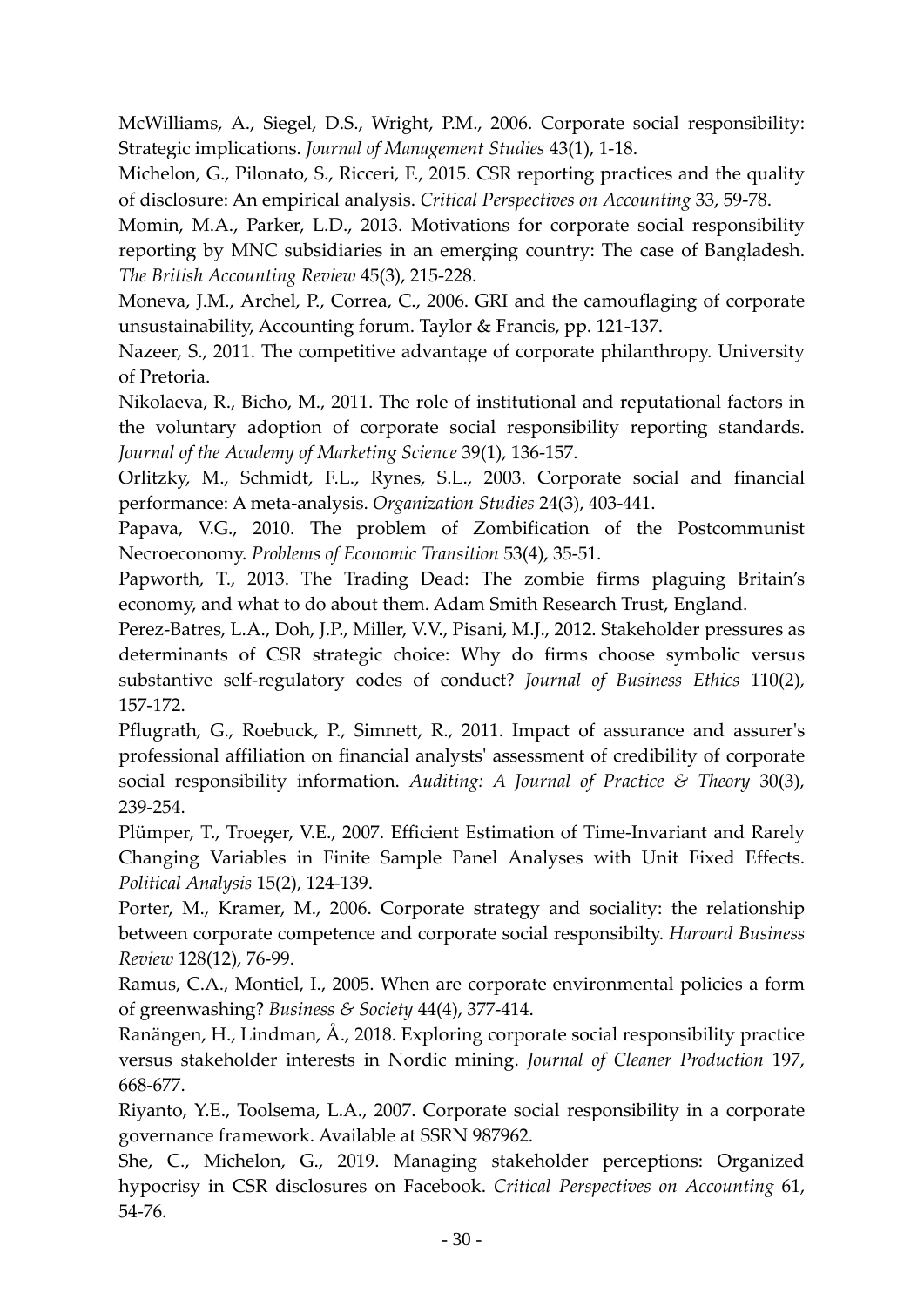McWilliams, A., Siegel, D.S., Wright, P.M., 2006. Corporate social responsibility: Strategic implications. *Journal of Management Studies* 43(1), 1-18.

Michelon, G., Pilonato, S., Ricceri, F., 2015. CSR reporting practices and the quality of disclosure: An empirical analysis. *Critical Perspectives on Accounting* 33, 59-78.

Momin, M.A., Parker, L.D., 2013. Motivations for corporate social responsibility reporting by MNC subsidiaries in an emerging country: The case of Bangladesh. *The British Accounting Review* 45(3), 215-228.

Moneva, J.M., Archel, P., Correa, C., 2006. GRI and the camouflaging of corporate unsustainability, Accounting forum. Taylor & Francis, pp. 121-137.

Nazeer, S., 2011. The competitive advantage of corporate philanthropy. University of Pretoria.

Nikolaeva, R., Bicho, M., 2011. The role of institutional and reputational factors in the voluntary adoption of corporate social responsibility reporting standards. *Journal of the Academy of Marketing Science* 39(1), 136-157.

Orlitzky, M., Schmidt, F.L., Rynes, S.L., 2003. Corporate social and financial performance: A meta-analysis. *Organization Studies* 24(3), 403-441.

Papava, V.G., 2010. The problem of Zombification of the Postcommunist Necroeconomy. *Problems of Economic Transition* 53(4), 35-51.

Papworth, T., 2013. The Trading Dead: The zombie firms plaguing Britain's economy, and what to do about them. Adam Smith Research Trust, England.

Perez-Batres, L.A., Doh, J.P., Miller, V.V., Pisani, M.J., 2012. Stakeholder pressures as determinants of CSR strategic choice: Why do firms choose symbolic versus substantive self-regulatory codes of conduct? *Journal of Business Ethics* 110(2), 157-172.

Pflugrath, G., Roebuck, P., Simnett, R., 2011. Impact of assurance and assurer's professional affiliation on financial analysts' assessment of credibility of corporate social responsibility information. *Auditing: A Journal of Practice & Theory* 30(3), 239-254.

Plümper, T., Troeger, V.E., 2007. Efficient Estimation of Time-Invariant and Rarely Changing Variables in Finite Sample Panel Analyses with Unit Fixed Effects. *Political Analysis* 15(2), 124-139.

Porter, M., Kramer, M., 2006. Corporate strategy and sociality: the relationship between corporate competence and corporate social responsibilty. *Harvard Business Review* 128(12), 76-99.

Ramus, C.A., Montiel, I., 2005. When are corporate environmental policies a form of greenwashing? *Business & Society* 44(4), 377-414.

Ranängen, H., Lindman, Å., 2018. Exploring corporate social responsibility practice versus stakeholder interests in Nordic mining. *Journal of Cleaner Production* 197, 668-677.

Riyanto, Y.E., Toolsema, L.A., 2007. Corporate social responsibility in a corporate governance framework. Available at SSRN 987962.

She, C., Michelon, G., 2019. Managing stakeholder perceptions: Organized hypocrisy in CSR disclosures on Facebook. *Critical Perspectives on Accounting* 61, 54-76.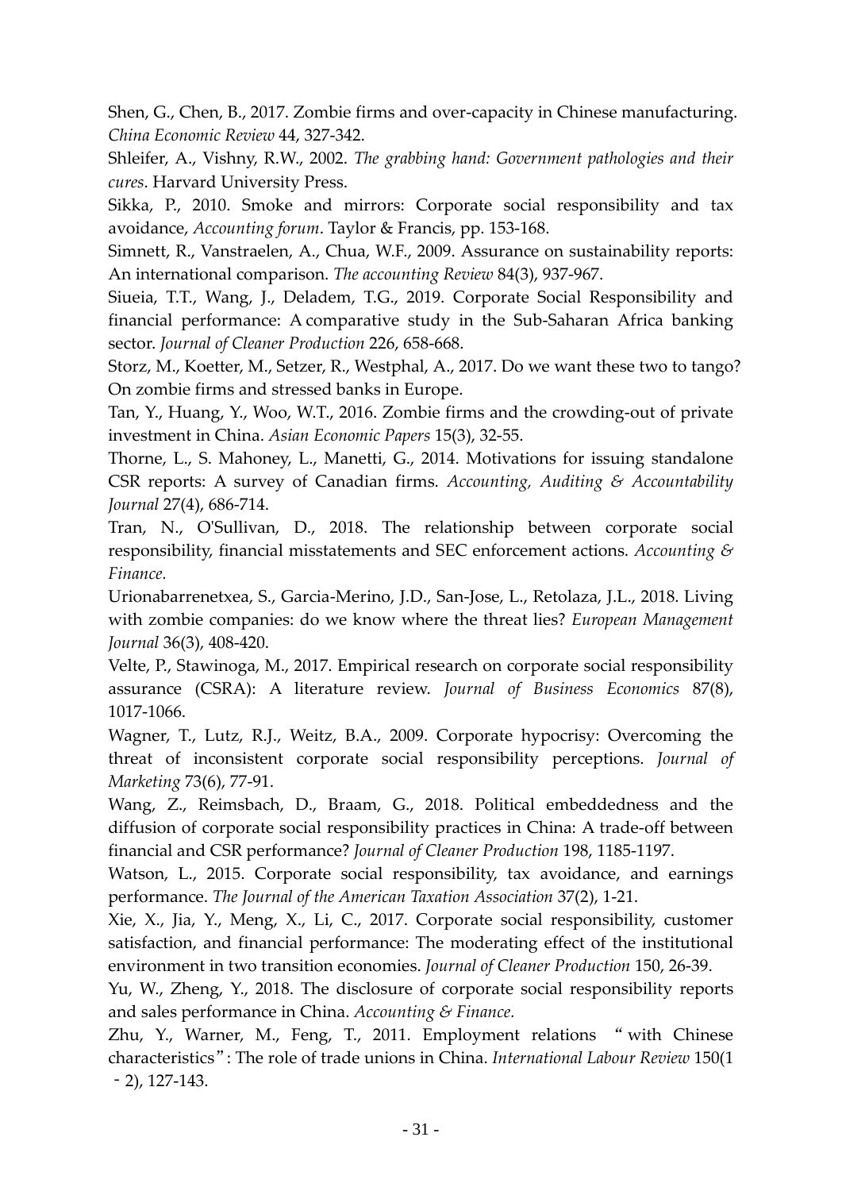Shen, G., Chen, B., 2017. Zombie firms and over-capacity in Chinese manufacturing. *China Economic Review* 44, 327-342.

Shleifer, A., Vishny, R.W., 2002. *The grabbing hand: Government pathologies and their cures*. Harvard University Press.

Sikka, P., 2010. Smoke and mirrors: Corporate social responsibility and tax avoidance, *Accounting forum*. Taylor & Francis, pp. 153-168.

Simnett, R., Vanstraelen, A., Chua, W.F., 2009. Assurance on sustainability reports: An international comparison. *The accounting Review* 84(3), 937-967.

Siueia, T.T., Wang, J., Deladem, T.G., 2019. Corporate Social Responsibility and financial performance: A comparative study in the Sub-Saharan Africa banking sector. *Journal of Cleaner Production* 226, 658-668.

Storz, M., Koetter, M., Setzer, R., Westphal, A., 2017. Do we want these two to tango? On zombie firms and stressed banks in Europe.

Tan, Y., Huang, Y., Woo, W.T., 2016. Zombie firms and the crowding-out of private investment in China. *Asian Economic Papers* 15(3), 32-55.

Thorne, L., S. Mahoney, L., Manetti, G., 2014. Motivations for issuing standalone CSR reports: A survey of Canadian firms. *Accounting, Auditing & Accountability Journal* 27(4), 686-714.

Tran, N., O'Sullivan, D., 2018. The relationship between corporate social responsibility, financial misstatements and SEC enforcement actions. *Accounting & Finance.*

Urionabarrenetxea, S., Garcia-Merino, J.D., San-Jose, L., Retolaza, J.L., 2018. Living with zombie companies: do we know where the threat lies? *European Management Journal* 36(3), 408-420.

Velte, P., Stawinoga, M., 2017. Empirical research on corporate social responsibility assurance (CSRA): A literature review. *Journal of Business Economics* 87(8), 1017-1066.

Wagner, T., Lutz, R.J., Weitz, B.A., 2009. Corporate hypocrisy: Overcoming the threat of inconsistent corporate social responsibility perceptions. *Journal of Marketing* 73(6), 77-91.

Wang, Z., Reimsbach, D., Braam, G., 2018. Political embeddedness and the diffusion of corporate social responsibility practices in China: A trade-off between financial and CSR performance? *Journal of Cleaner Production* 198, 1185-1197.

Watson, L., 2015. Corporate social responsibility, tax avoidance, and earnings performance. *The Journal of the American Taxation Association* 37(2), 1-21.

Xie, X., Jia, Y., Meng, X., Li, C., 2017. Corporate social responsibility, customer satisfaction, and financial performance: The moderating effect of the institutional environment in two transition economies. *Journal of Cleaner Production* 150, 26-39.

Yu, W., Zheng, Y., 2018. The disclosure of corporate social responsibility reports and sales performance in China. *Accounting & Finance.*

Zhu, Y., Warner, M., Feng, T., 2011. Employment relations "with Chinese characteristics": The role of trade unions in China. *International Labour Review* 150(1‐2), 127-143.